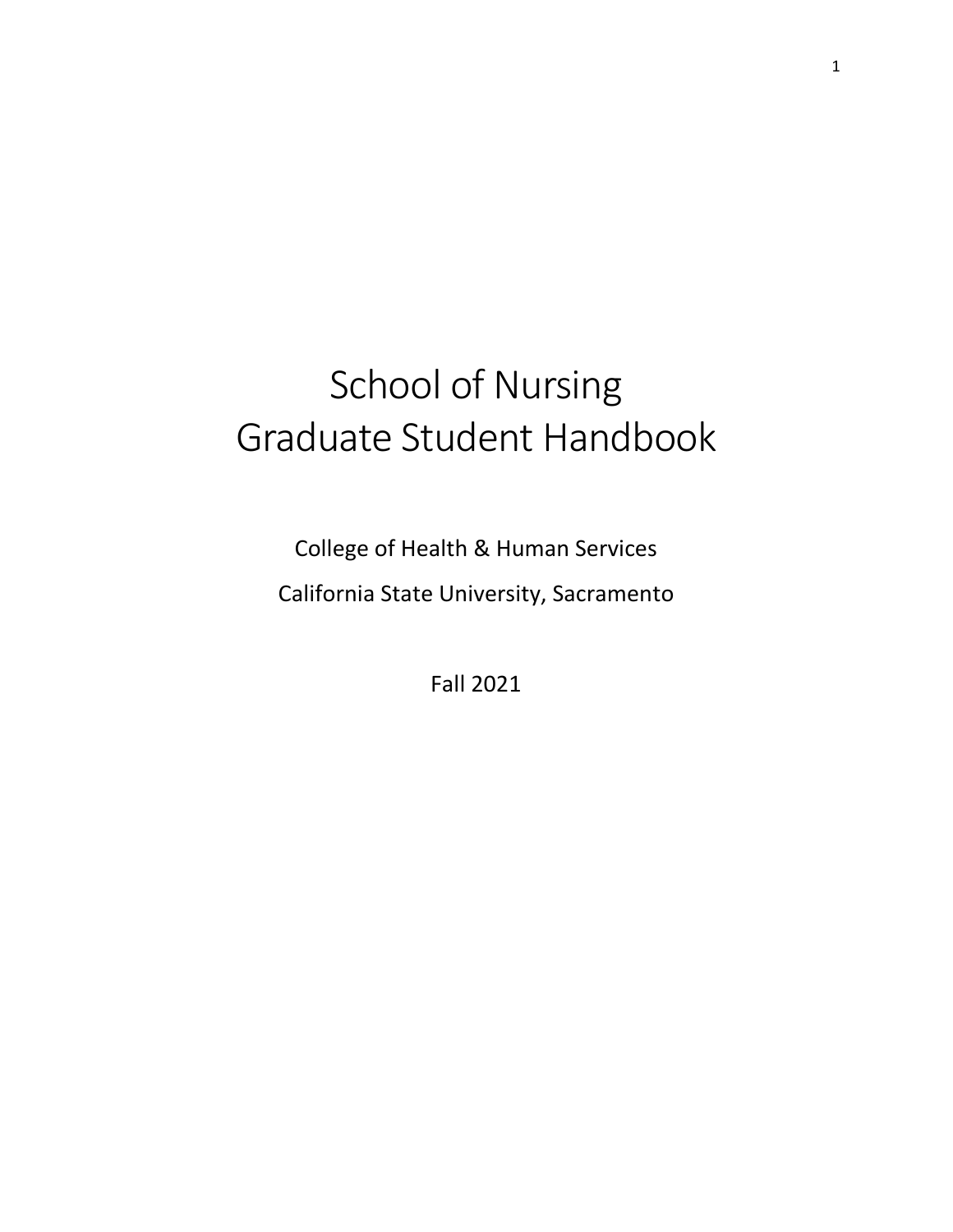# School of Nursing
# Graduate Student Handbook

College of Health & Human Services

California State University, Sacramento

Fall 2021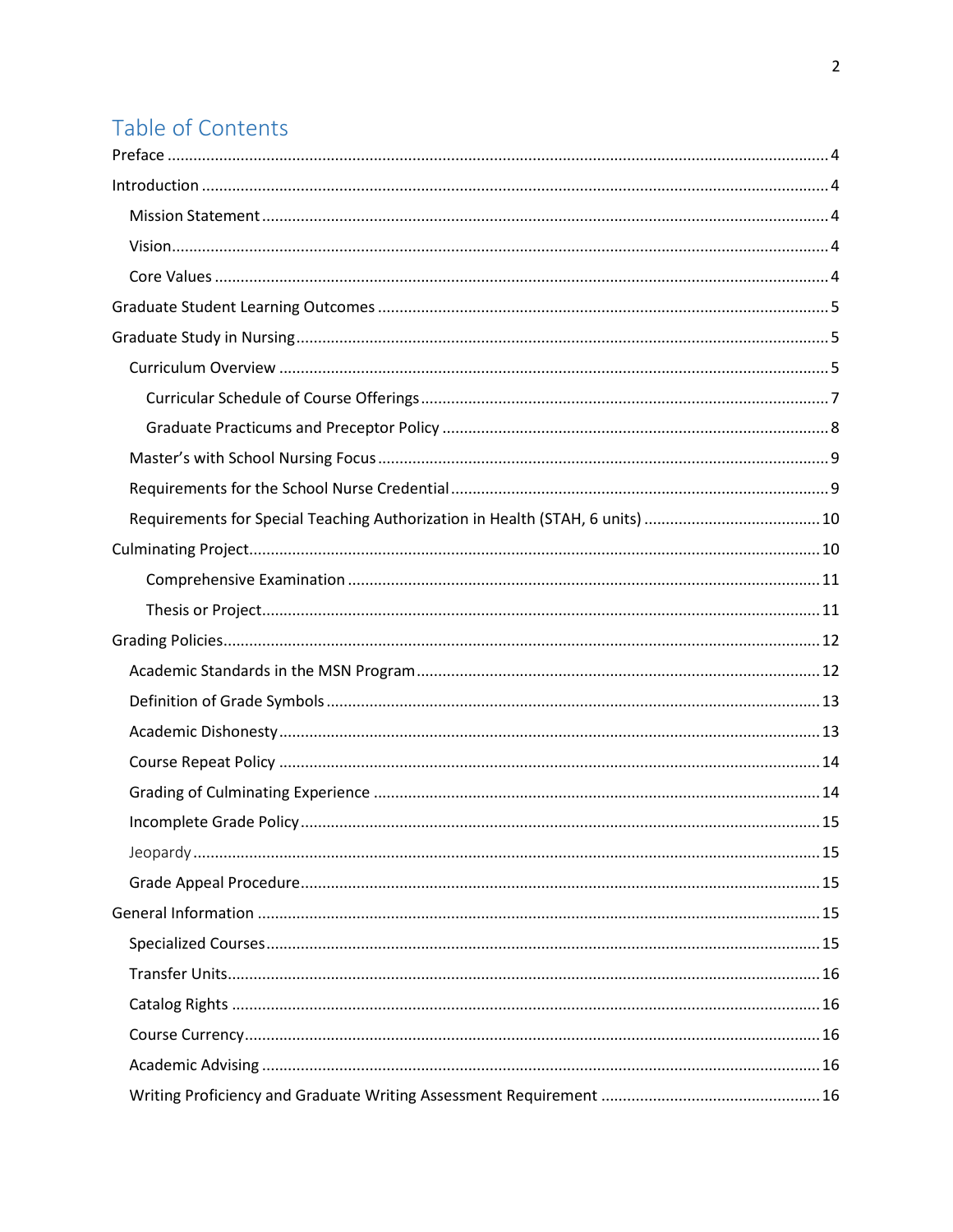# Table of Contents

- Preface ..... 4
- Introduction ..... 4
  - Mission Statement ..... 4
  - Vision ..... 4
  - Core Values ..... 4
- Graduate Student Learning Outcomes ..... 5
- Graduate Study in Nursing ..... 5
  - Curriculum Overview ..... 5
    - Curricular Schedule of Course Offerings ..... 7
    - Graduate Practicums and Preceptor Policy ..... 8
  - Master's with School Nursing Focus ..... 9
  - Requirements for the School Nurse Credential ..... 9
  - Requirements for Special Teaching Authorization in Health (STAH, 6 units) ..... 10
- Culminating Project ..... 10
    - Comprehensive Examination ..... 11
    - Thesis or Project ..... 11
- Grading Policies ..... 12
  - Academic Standards in the MSN Program ..... 12
  - Definition of Grade Symbols ..... 13
  - Academic Dishonesty ..... 13
  - Course Repeat Policy ..... 14
  - Grading of Culminating Experience ..... 14
  - Incomplete Grade Policy ..... 15
  - Jeopardy ..... 15
  - Grade Appeal Procedure ..... 15
- General Information ..... 15
  - Specialized Courses ..... 15
  - Transfer Units ..... 16
  - Catalog Rights ..... 16
  - Course Currency ..... 16
  - Academic Advising ..... 16
  - Writing Proficiency and Graduate Writing Assessment Requirement ..... 16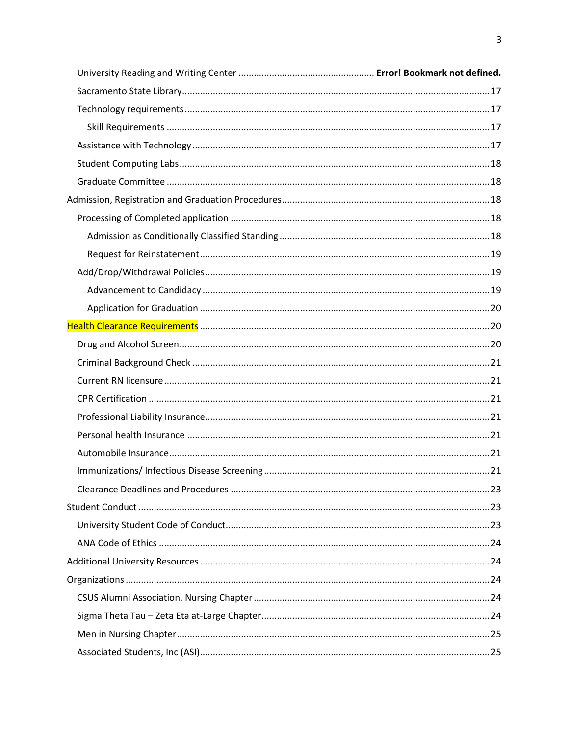- University Reading and Writing Center .................................................... **Error! Bookmark not defined.**
- Sacramento State Library ...................................................................................................... 17
- Technology requirements ..................................................................................................... 17
  - Skill Requirements ............................................................................................................ 17
- Assistance with Technology .................................................................................................. 17
- Student Computing Labs ....................................................................................................... 18
- Graduate Committee ............................................................................................................ 18

Admission, Registration and Graduation Procedures ............................................................... 18

- Processing of Completed application .................................................................................... 18
  - Admission as Conditionally Classified Standing ................................................................. 18
  - Request for Reinstatement ............................................................................................... 19
- Add/Drop/Withdrawal Policies ............................................................................................. 19
  - Advancement to Candidacy .............................................................................................. 19
  - Application for Graduation ............................................................................................... 20

Health Clearance Requirements ................................................................................................ 20

- Drug and Alcohol Screen ....................................................................................................... 20
- Criminal Background Check .................................................................................................. 21
- Current RN licensure ............................................................................................................. 21
- CPR Certification ................................................................................................................... 21
- Professional Liability Insurance ............................................................................................. 21
- Personal health Insurance .................................................................................................... 21
- Automobile Insurance ........................................................................................................... 21
- Immunizations/ Infectious Disease Screening ....................................................................... 21
- Clearance Deadlines and Procedures .................................................................................... 23

Student Conduct ....................................................................................................................... 23

- University Student Code of Conduct ..................................................................................... 23
- ANA Code of Ethics ............................................................................................................... 24

Additional University Resources ............................................................................................... 24

Organizations ............................................................................................................................ 24

- CSUS Alumni Association, Nursing Chapter .......................................................................... 24
- Sigma Theta Tau – Zeta Eta at-Large Chapter ........................................................................ 24
- Men in Nursing Chapter ........................................................................................................ 25
- Associated Students, Inc (ASI) ............................................................................................... 25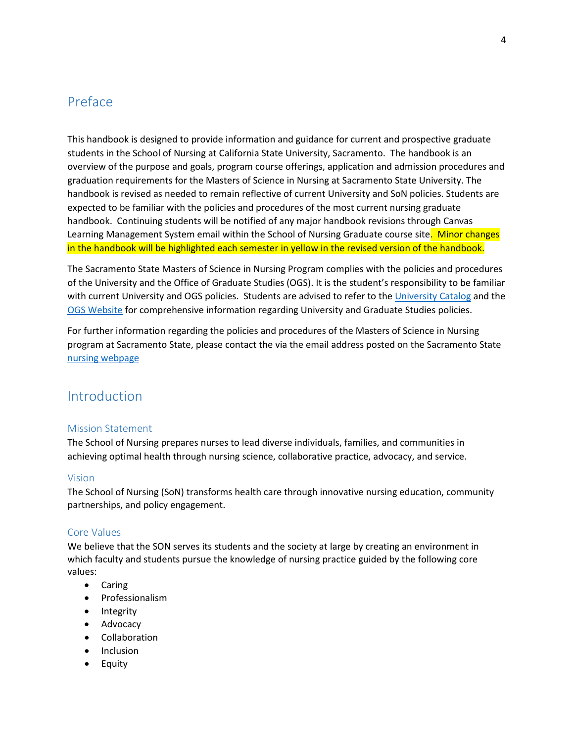## Preface

This handbook is designed to provide information and guidance for current and prospective graduate students in the School of Nursing at California State University, Sacramento. The handbook is an overview of the purpose and goals, program course offerings, application and admission procedures and graduation requirements for the Masters of Science in Nursing at Sacramento State University. The handbook is revised as needed to remain reflective of current University and SoN policies. Students are expected to be familiar with the policies and procedures of the most current nursing graduate handbook. Continuing students will be notified of any major handbook revisions through Canvas Learning Management System email within the School of Nursing Graduate course site. Minor changes in the handbook will be highlighted each semester in yellow in the revised version of the handbook.

The Sacramento State Masters of Science in Nursing Program complies with the policies and procedures of the University and the Office of Graduate Studies (OGS). It is the student's responsibility to be familiar with current University and OGS policies. Students are advised to refer to the University Catalog and the OGS Website for comprehensive information regarding University and Graduate Studies policies.

For further information regarding the policies and procedures of the Masters of Science in Nursing program at Sacramento State, please contact the via the email address posted on the Sacramento State nursing webpage

## Introduction

### Mission Statement

The School of Nursing prepares nurses to lead diverse individuals, families, and communities in achieving optimal health through nursing science, collaborative practice, advocacy, and service.

### Vision

The School of Nursing (SoN) transforms health care through innovative nursing education, community partnerships, and policy engagement.

### Core Values

We believe that the SON serves its students and the society at large by creating an environment in which faculty and students pursue the knowledge of nursing practice guided by the following core values:

- Caring
- Professionalism
- Integrity
- Advocacy
- Collaboration
- Inclusion
- Equity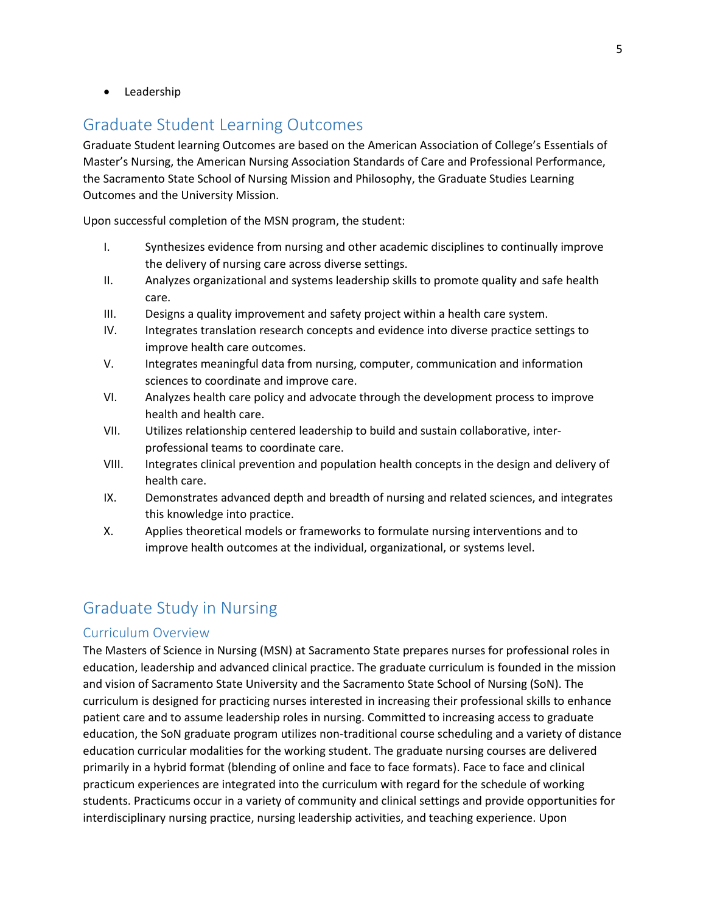- Leadership

## Graduate Student Learning Outcomes

Graduate Student learning Outcomes are based on the American Association of College's Essentials of Master's Nursing, the American Nursing Association Standards of Care and Professional Performance, the Sacramento State School of Nursing Mission and Philosophy, the Graduate Studies Learning Outcomes and the University Mission.

Upon successful completion of the MSN program, the student:

I. Synthesizes evidence from nursing and other academic disciplines to continually improve the delivery of nursing care across diverse settings.
II. Analyzes organizational and systems leadership skills to promote quality and safe health care.
III. Designs a quality improvement and safety project within a health care system.
IV. Integrates translation research concepts and evidence into diverse practice settings to improve health care outcomes.
V. Integrates meaningful data from nursing, computer, communication and information sciences to coordinate and improve care.
VI. Analyzes health care policy and advocate through the development process to improve health and health care.
VII. Utilizes relationship centered leadership to build and sustain collaborative, inter-professional teams to coordinate care.
VIII. Integrates clinical prevention and population health concepts in the design and delivery of health care.
IX. Demonstrates advanced depth and breadth of nursing and related sciences, and integrates this knowledge into practice.
X. Applies theoretical models or frameworks to formulate nursing interventions and to improve health outcomes at the individual, organizational, or systems level.

## Graduate Study in Nursing

### Curriculum Overview

The Masters of Science in Nursing (MSN) at Sacramento State prepares nurses for professional roles in education, leadership and advanced clinical practice. The graduate curriculum is founded in the mission and vision of Sacramento State University and the Sacramento State School of Nursing (SoN). The curriculum is designed for practicing nurses interested in increasing their professional skills to enhance patient care and to assume leadership roles in nursing. Committed to increasing access to graduate education, the SoN graduate program utilizes non-traditional course scheduling and a variety of distance education curricular modalities for the working student. The graduate nursing courses are delivered primarily in a hybrid format (blending of online and face to face formats). Face to face and clinical practicum experiences are integrated into the curriculum with regard for the schedule of working students. Practicums occur in a variety of community and clinical settings and provide opportunities for interdisciplinary nursing practice, nursing leadership activities, and teaching experience. Upon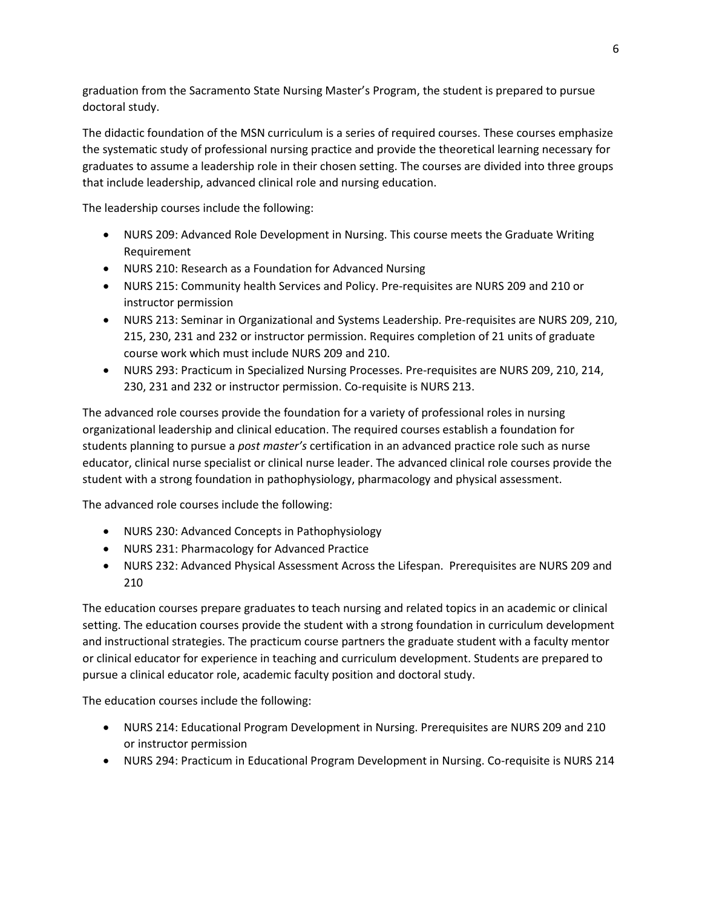graduation from the Sacramento State Nursing Master's Program, the student is prepared to pursue doctoral study.

The didactic foundation of the MSN curriculum is a series of required courses. These courses emphasize the systematic study of professional nursing practice and provide the theoretical learning necessary for graduates to assume a leadership role in their chosen setting. The courses are divided into three groups that include leadership, advanced clinical role and nursing education.

The leadership courses include the following:

- NURS 209: Advanced Role Development in Nursing. This course meets the Graduate Writing Requirement
- NURS 210: Research as a Foundation for Advanced Nursing
- NURS 215: Community health Services and Policy. Pre-requisites are NURS 209 and 210 or instructor permission
- NURS 213: Seminar in Organizational and Systems Leadership. Pre-requisites are NURS 209, 210, 215, 230, 231 and 232 or instructor permission. Requires completion of 21 units of graduate course work which must include NURS 209 and 210.
- NURS 293: Practicum in Specialized Nursing Processes. Pre-requisites are NURS 209, 210, 214, 230, 231 and 232 or instructor permission. Co-requisite is NURS 213.

The advanced role courses provide the foundation for a variety of professional roles in nursing organizational leadership and clinical education. The required courses establish a foundation for students planning to pursue a *post master's* certification in an advanced practice role such as nurse educator, clinical nurse specialist or clinical nurse leader. The advanced clinical role courses provide the student with a strong foundation in pathophysiology, pharmacology and physical assessment.

The advanced role courses include the following:

- NURS 230: Advanced Concepts in Pathophysiology
- NURS 231: Pharmacology for Advanced Practice
- NURS 232: Advanced Physical Assessment Across the Lifespan. Prerequisites are NURS 209 and 210

The education courses prepare graduates to teach nursing and related topics in an academic or clinical setting. The education courses provide the student with a strong foundation in curriculum development and instructional strategies. The practicum course partners the graduate student with a faculty mentor or clinical educator for experience in teaching and curriculum development. Students are prepared to pursue a clinical educator role, academic faculty position and doctoral study.

The education courses include the following:

- NURS 214: Educational Program Development in Nursing. Prerequisites are NURS 209 and 210 or instructor permission
- NURS 294: Practicum in Educational Program Development in Nursing. Co-requisite is NURS 214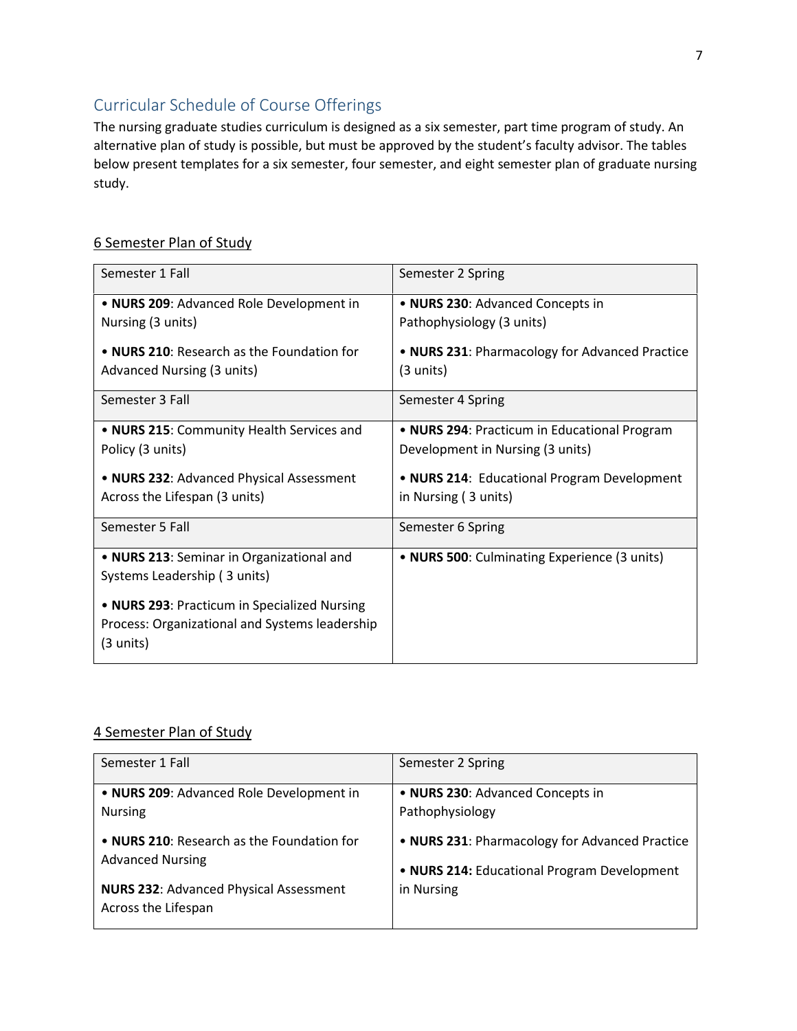## Curricular Schedule of Course Offerings

The nursing graduate studies curriculum is designed as a six semester, part time program of study. An alternative plan of study is possible, but must be approved by the student's faculty advisor. The tables below present templates for a six semester, four semester, and eight semester plan of graduate nursing study.

### 6 Semester Plan of Study

| Semester 1 Fall | Semester 2 Spring |
|---|---|
| • **NURS 209**: Advanced Role Development in Nursing (3 units)<br><br>• **NURS 210**: Research as the Foundation for Advanced Nursing (3 units) | • **NURS 230**: Advanced Concepts in Pathophysiology (3 units)<br><br>• **NURS 231**: Pharmacology for Advanced Practice (3 units) |
| **Semester 3 Fall** | **Semester 4 Spring** |
| • **NURS 215**: Community Health Services and Policy (3 units)<br><br>• **NURS 232**: Advanced Physical Assessment Across the Lifespan (3 units) | • **NURS 294**: Practicum in Educational Program Development in Nursing (3 units)<br><br>• **NURS 214**: Educational Program Development in Nursing ( 3 units) |
| **Semester 5 Fall** | **Semester 6 Spring** |
| • **NURS 213**: Seminar in Organizational and Systems Leadership ( 3 units)<br><br>• **NURS 293**: Practicum in Specialized Nursing Process: Organizational and Systems leadership (3 units) | • **NURS 500**: Culminating Experience (3 units) |

### 4 Semester Plan of Study

| Semester 1 Fall | Semester 2 Spring |
|---|---|
| • **NURS 209**: Advanced Role Development in Nursing<br><br>• **NURS 210**: Research as the Foundation for Advanced Nursing<br><br>**NURS 232**: Advanced Physical Assessment Across the Lifespan | • **NURS 230**: Advanced Concepts in Pathophysiology<br><br>• **NURS 231**: Pharmacology for Advanced Practice<br><br>• **NURS 214:** Educational Program Development in Nursing |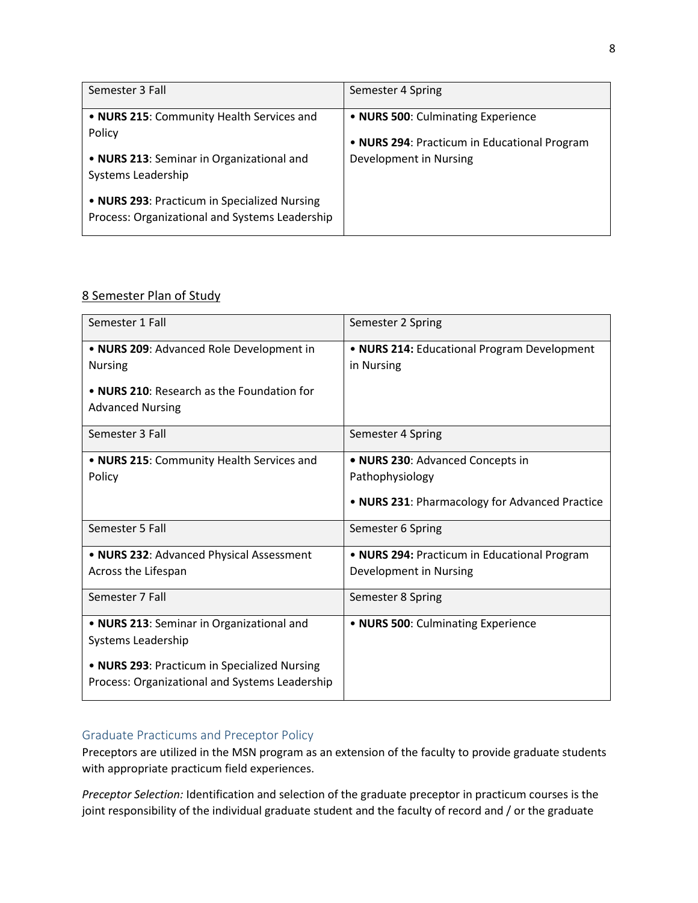| Semester 3 Fall | Semester 4 Spring |
|---|---|
| • **NURS 215**: Community Health Services and Policy<br>• **NURS 213**: Seminar in Organizational and Systems Leadership<br>• **NURS 293**: Practicum in Specialized Nursing Process: Organizational and Systems Leadership | • **NURS 500**: Culminating Experience<br>• **NURS 294**: Practicum in Educational Program Development in Nursing |

<u>8 Semester Plan of Study</u>

| Semester 1 Fall | Semester 2 Spring |
|---|---|
| • **NURS 209**: Advanced Role Development in Nursing<br>• **NURS 210**: Research as the Foundation for Advanced Nursing | • **NURS 214:** Educational Program Development in Nursing |
| Semester 3 Fall | Semester 4 Spring |
| • **NURS 215**: Community Health Services and Policy | • **NURS 230**: Advanced Concepts in Pathophysiology<br>• **NURS 231**: Pharmacology for Advanced Practice |
| Semester 5 Fall | Semester 6 Spring |
| • **NURS 232**: Advanced Physical Assessment Across the Lifespan | • **NURS 294:** Practicum in Educational Program Development in Nursing |
| Semester 7 Fall | Semester 8 Spring |
| • **NURS 213**: Seminar in Organizational and Systems Leadership<br>• **NURS 293**: Practicum in Specialized Nursing Process: Organizational and Systems Leadership | • **NURS 500**: Culminating Experience |

## Graduate Practicums and Preceptor Policy

Preceptors are utilized in the MSN program as an extension of the faculty to provide graduate students with appropriate practicum field experiences.

*Preceptor Selection:* Identification and selection of the graduate preceptor in practicum courses is the joint responsibility of the individual graduate student and the faculty of record and / or the graduate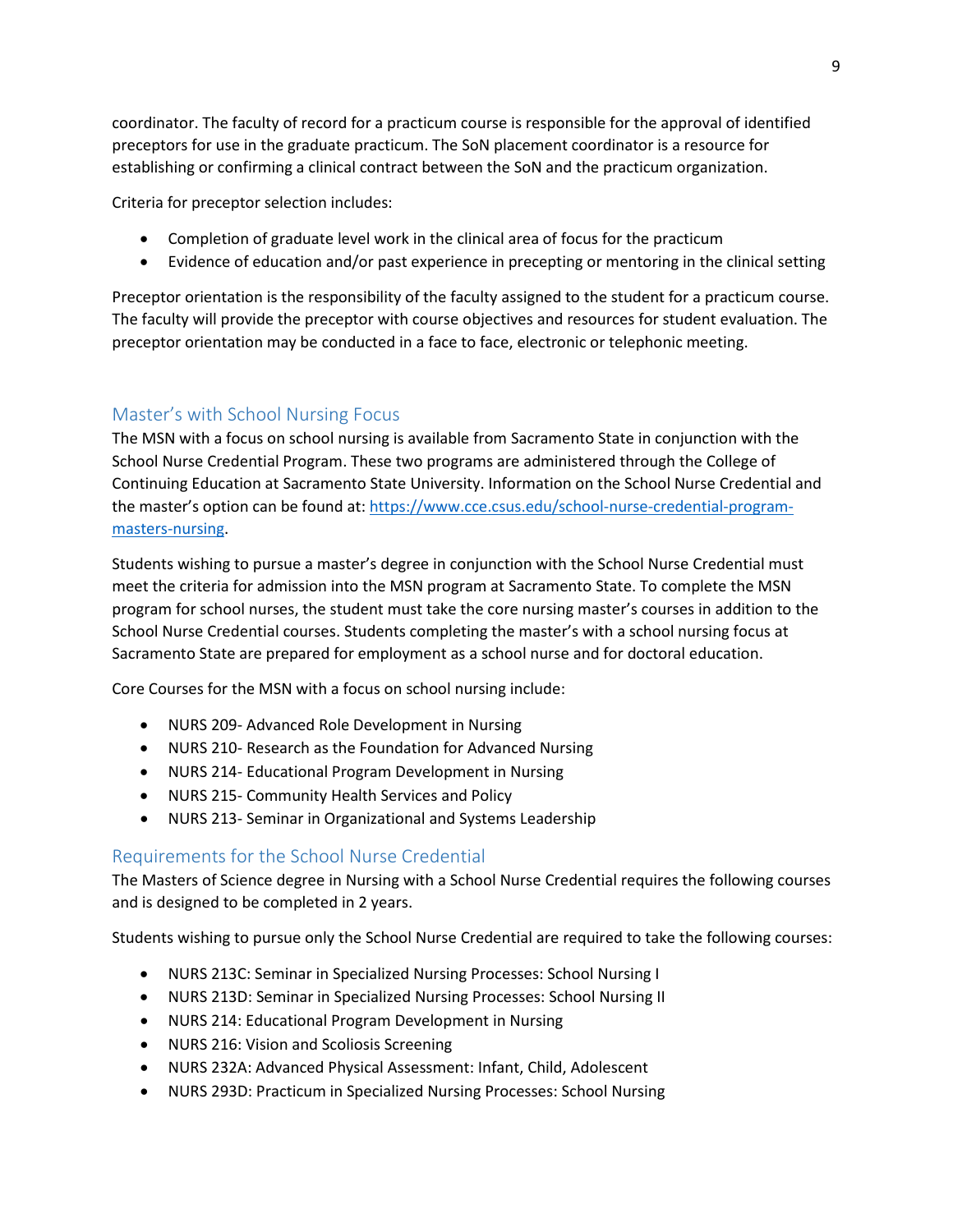coordinator. The faculty of record for a practicum course is responsible for the approval of identified preceptors for use in the graduate practicum. The SoN placement coordinator is a resource for establishing or confirming a clinical contract between the SoN and the practicum organization.

Criteria for preceptor selection includes:

- Completion of graduate level work in the clinical area of focus for the practicum
- Evidence of education and/or past experience in precepting or mentoring in the clinical setting

Preceptor orientation is the responsibility of the faculty assigned to the student for a practicum course. The faculty will provide the preceptor with course objectives and resources for student evaluation. The preceptor orientation may be conducted in a face to face, electronic or telephonic meeting.

## Master's with School Nursing Focus

The MSN with a focus on school nursing is available from Sacramento State in conjunction with the School Nurse Credential Program. These two programs are administered through the College of Continuing Education at Sacramento State University. Information on the School Nurse Credential and the master's option can be found at: [https://www.cce.csus.edu/school-nurse-credential-program-masters-nursing](https://www.cce.csus.edu/school-nurse-credential-program-masters-nursing).

Students wishing to pursue a master's degree in conjunction with the School Nurse Credential must meet the criteria for admission into the MSN program at Sacramento State. To complete the MSN program for school nurses, the student must take the core nursing master's courses in addition to the School Nurse Credential courses. Students completing the master's with a school nursing focus at Sacramento State are prepared for employment as a school nurse and for doctoral education.

Core Courses for the MSN with a focus on school nursing include:

- NURS 209- Advanced Role Development in Nursing
- NURS 210- Research as the Foundation for Advanced Nursing
- NURS 214- Educational Program Development in Nursing
- NURS 215- Community Health Services and Policy
- NURS 213- Seminar in Organizational and Systems Leadership

## Requirements for the School Nurse Credential

The Masters of Science degree in Nursing with a School Nurse Credential requires the following courses and is designed to be completed in 2 years.

Students wishing to pursue only the School Nurse Credential are required to take the following courses:

- NURS 213C: Seminar in Specialized Nursing Processes: School Nursing I
- NURS 213D: Seminar in Specialized Nursing Processes: School Nursing II
- NURS 214: Educational Program Development in Nursing
- NURS 216: Vision and Scoliosis Screening
- NURS 232A: Advanced Physical Assessment: Infant, Child, Adolescent
- NURS 293D: Practicum in Specialized Nursing Processes: School Nursing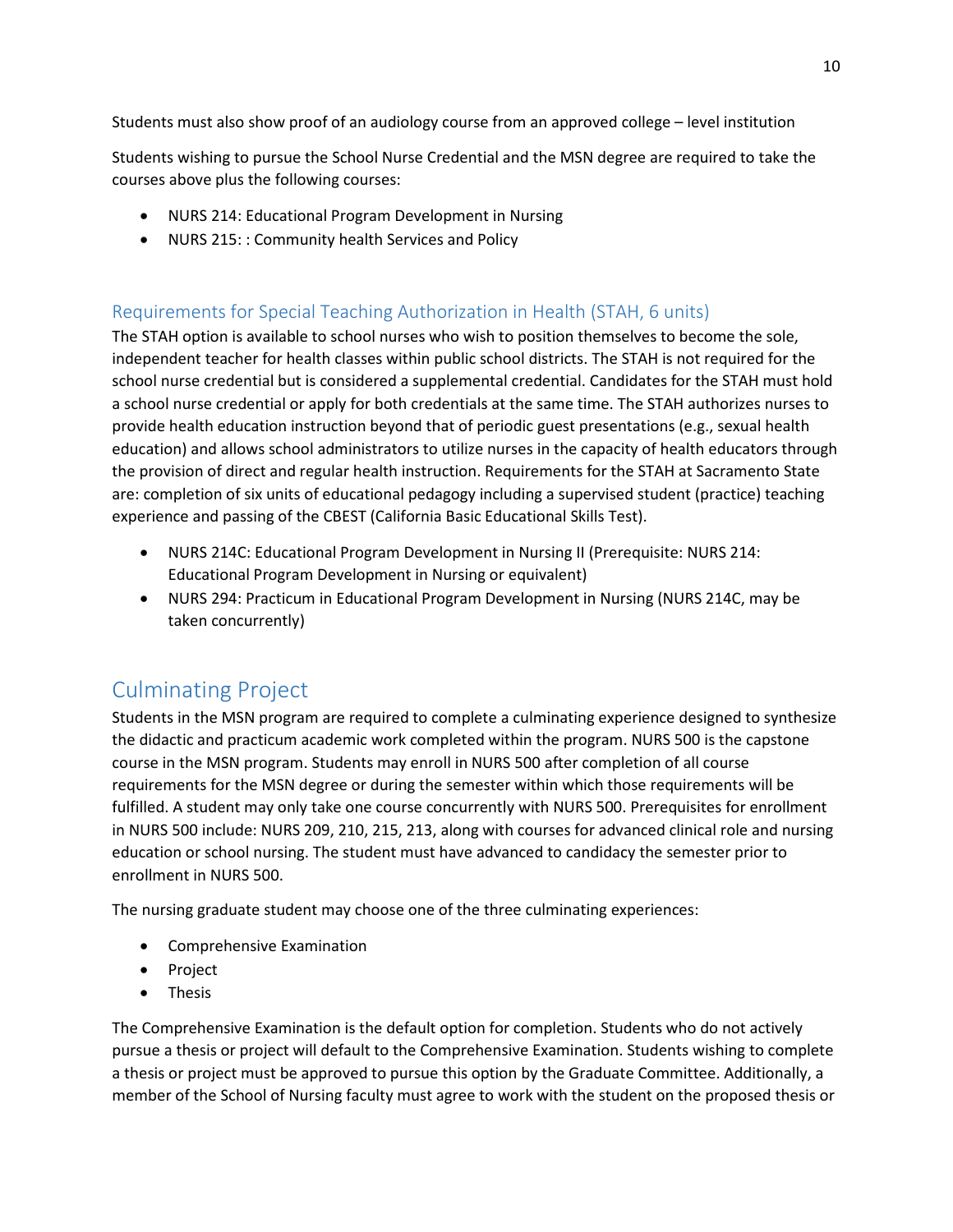Students must also show proof of an audiology course from an approved college – level institution

Students wishing to pursue the School Nurse Credential and the MSN degree are required to take the courses above plus the following courses:

- NURS 214: Educational Program Development in Nursing
- NURS 215: : Community health Services and Policy

### Requirements for Special Teaching Authorization in Health (STAH, 6 units)

The STAH option is available to school nurses who wish to position themselves to become the sole, independent teacher for health classes within public school districts. The STAH is not required for the school nurse credential but is considered a supplemental credential. Candidates for the STAH must hold a school nurse credential or apply for both credentials at the same time. The STAH authorizes nurses to provide health education instruction beyond that of periodic guest presentations (e.g., sexual health education) and allows school administrators to utilize nurses in the capacity of health educators through the provision of direct and regular health instruction. Requirements for the STAH at Sacramento State are: completion of six units of educational pedagogy including a supervised student (practice) teaching experience and passing of the CBEST (California Basic Educational Skills Test).

- NURS 214C: Educational Program Development in Nursing II (Prerequisite: NURS 214: Educational Program Development in Nursing or equivalent)
- NURS 294: Practicum in Educational Program Development in Nursing (NURS 214C, may be taken concurrently)

## Culminating Project

Students in the MSN program are required to complete a culminating experience designed to synthesize the didactic and practicum academic work completed within the program. NURS 500 is the capstone course in the MSN program. Students may enroll in NURS 500 after completion of all course requirements for the MSN degree or during the semester within which those requirements will be fulfilled. A student may only take one course concurrently with NURS 500. Prerequisites for enrollment in NURS 500 include: NURS 209, 210, 215, 213, along with courses for advanced clinical role and nursing education or school nursing. The student must have advanced to candidacy the semester prior to enrollment in NURS 500.

The nursing graduate student may choose one of the three culminating experiences:

- Comprehensive Examination
- Project
- Thesis

The Comprehensive Examination is the default option for completion. Students who do not actively pursue a thesis or project will default to the Comprehensive Examination. Students wishing to complete a thesis or project must be approved to pursue this option by the Graduate Committee. Additionally, a member of the School of Nursing faculty must agree to work with the student on the proposed thesis or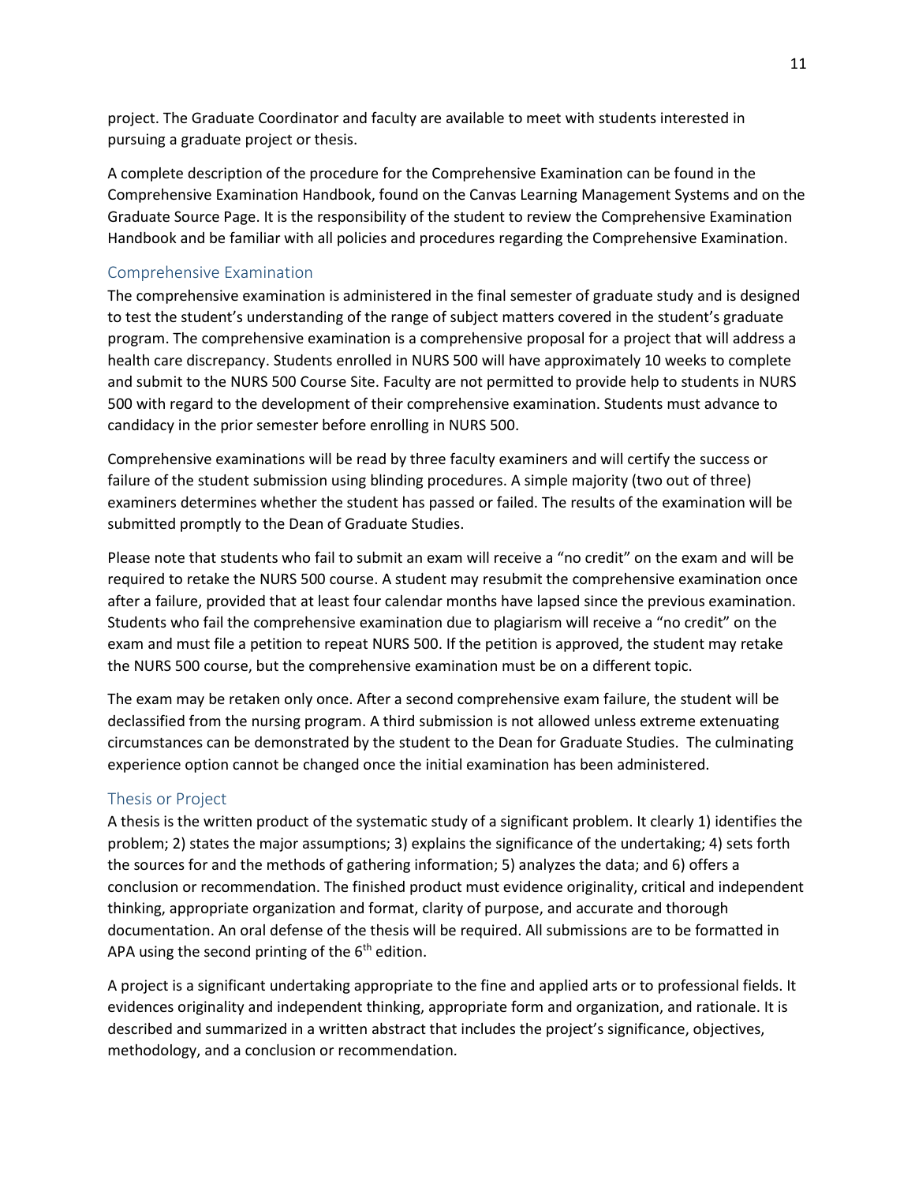project. The Graduate Coordinator and faculty are available to meet with students interested in pursuing a graduate project or thesis.

A complete description of the procedure for the Comprehensive Examination can be found in the Comprehensive Examination Handbook, found on the Canvas Learning Management Systems and on the Graduate Source Page. It is the responsibility of the student to review the Comprehensive Examination Handbook and be familiar with all policies and procedures regarding the Comprehensive Examination.

## Comprehensive Examination

The comprehensive examination is administered in the final semester of graduate study and is designed to test the student's understanding of the range of subject matters covered in the student's graduate program. The comprehensive examination is a comprehensive proposal for a project that will address a health care discrepancy. Students enrolled in NURS 500 will have approximately 10 weeks to complete and submit to the NURS 500 Course Site. Faculty are not permitted to provide help to students in NURS 500 with regard to the development of their comprehensive examination. Students must advance to candidacy in the prior semester before enrolling in NURS 500.

Comprehensive examinations will be read by three faculty examiners and will certify the success or failure of the student submission using blinding procedures. A simple majority (two out of three) examiners determines whether the student has passed or failed. The results of the examination will be submitted promptly to the Dean of Graduate Studies.

Please note that students who fail to submit an exam will receive a "no credit" on the exam and will be required to retake the NURS 500 course. A student may resubmit the comprehensive examination once after a failure, provided that at least four calendar months have lapsed since the previous examination. Students who fail the comprehensive examination due to plagiarism will receive a "no credit" on the exam and must file a petition to repeat NURS 500. If the petition is approved, the student may retake the NURS 500 course, but the comprehensive examination must be on a different topic.

The exam may be retaken only once. After a second comprehensive exam failure, the student will be declassified from the nursing program. A third submission is not allowed unless extreme extenuating circumstances can be demonstrated by the student to the Dean for Graduate Studies. The culminating experience option cannot be changed once the initial examination has been administered.

## Thesis or Project

A thesis is the written product of the systematic study of a significant problem. It clearly 1) identifies the problem; 2) states the major assumptions; 3) explains the significance of the undertaking; 4) sets forth the sources for and the methods of gathering information; 5) analyzes the data; and 6) offers a conclusion or recommendation. The finished product must evidence originality, critical and independent thinking, appropriate organization and format, clarity of purpose, and accurate and thorough documentation. An oral defense of the thesis will be required. All submissions are to be formatted in APA using the second printing of the 6th edition.

A project is a significant undertaking appropriate to the fine and applied arts or to professional fields. It evidences originality and independent thinking, appropriate form and organization, and rationale. It is described and summarized in a written abstract that includes the project's significance, objectives, methodology, and a conclusion or recommendation.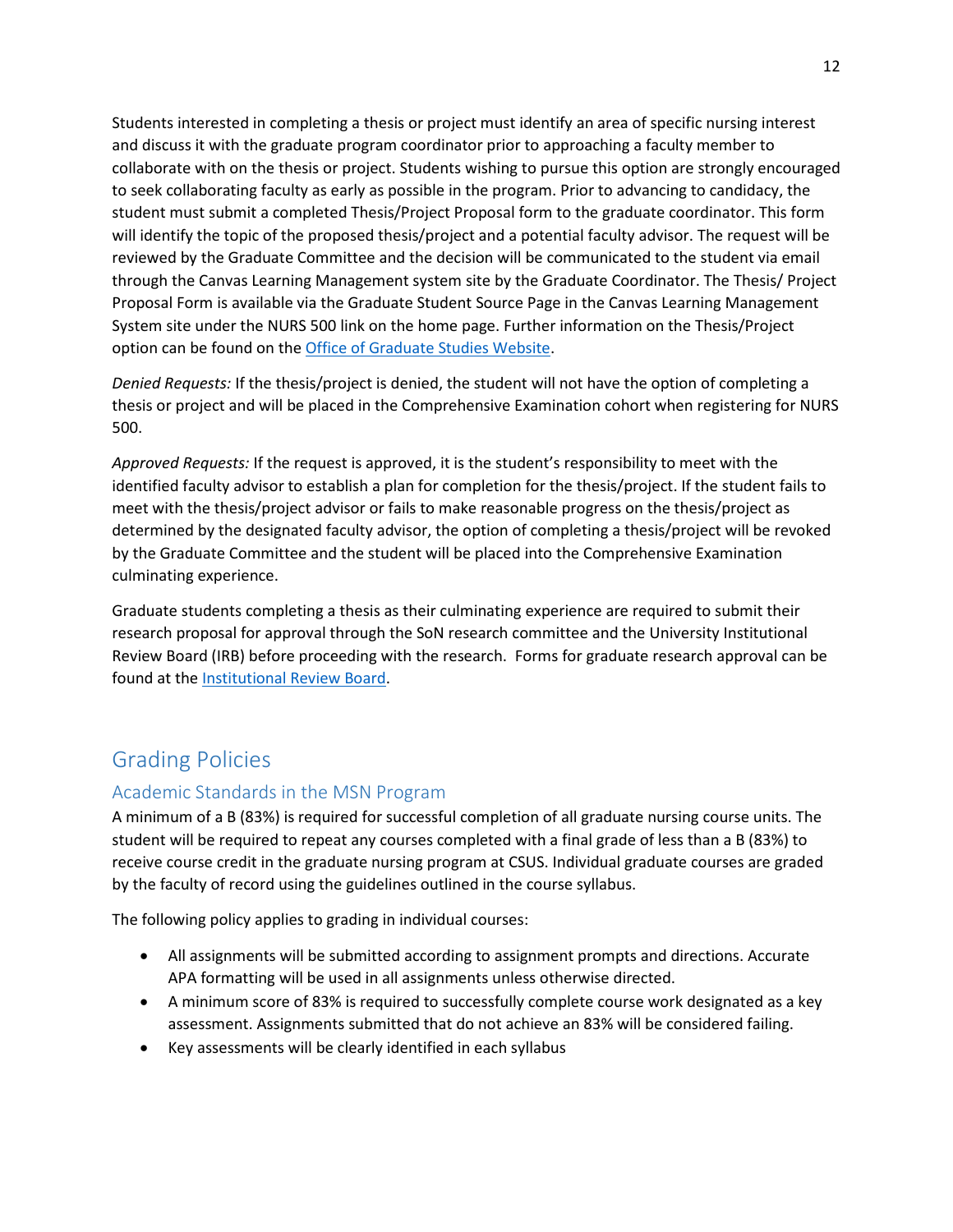Students interested in completing a thesis or project must identify an area of specific nursing interest and discuss it with the graduate program coordinator prior to approaching a faculty member to collaborate with on the thesis or project. Students wishing to pursue this option are strongly encouraged to seek collaborating faculty as early as possible in the program. Prior to advancing to candidacy, the student must submit a completed Thesis/Project Proposal form to the graduate coordinator. This form will identify the topic of the proposed thesis/project and a potential faculty advisor. The request will be reviewed by the Graduate Committee and the decision will be communicated to the student via email through the Canvas Learning Management system site by the Graduate Coordinator. The Thesis/ Project Proposal Form is available via the Graduate Student Source Page in the Canvas Learning Management System site under the NURS 500 link on the home page. Further information on the Thesis/Project option can be found on the Office of Graduate Studies Website.

*Denied Requests:* If the thesis/project is denied, the student will not have the option of completing a thesis or project and will be placed in the Comprehensive Examination cohort when registering for NURS 500.

*Approved Requests:* If the request is approved, it is the student's responsibility to meet with the identified faculty advisor to establish a plan for completion for the thesis/project. If the student fails to meet with the thesis/project advisor or fails to make reasonable progress on the thesis/project as determined by the designated faculty advisor, the option of completing a thesis/project will be revoked by the Graduate Committee and the student will be placed into the Comprehensive Examination culminating experience.

Graduate students completing a thesis as their culminating experience are required to submit their research proposal for approval through the SoN research committee and the University Institutional Review Board (IRB) before proceeding with the research. Forms for graduate research approval can be found at the Institutional Review Board.

## Grading Policies

### Academic Standards in the MSN Program

A minimum of a B (83%) is required for successful completion of all graduate nursing course units. The student will be required to repeat any courses completed with a final grade of less than a B (83%) to receive course credit in the graduate nursing program at CSUS. Individual graduate courses are graded by the faculty of record using the guidelines outlined in the course syllabus.

The following policy applies to grading in individual courses:

- All assignments will be submitted according to assignment prompts and directions. Accurate APA formatting will be used in all assignments unless otherwise directed.
- A minimum score of 83% is required to successfully complete course work designated as a key assessment. Assignments submitted that do not achieve an 83% will be considered failing.
- Key assessments will be clearly identified in each syllabus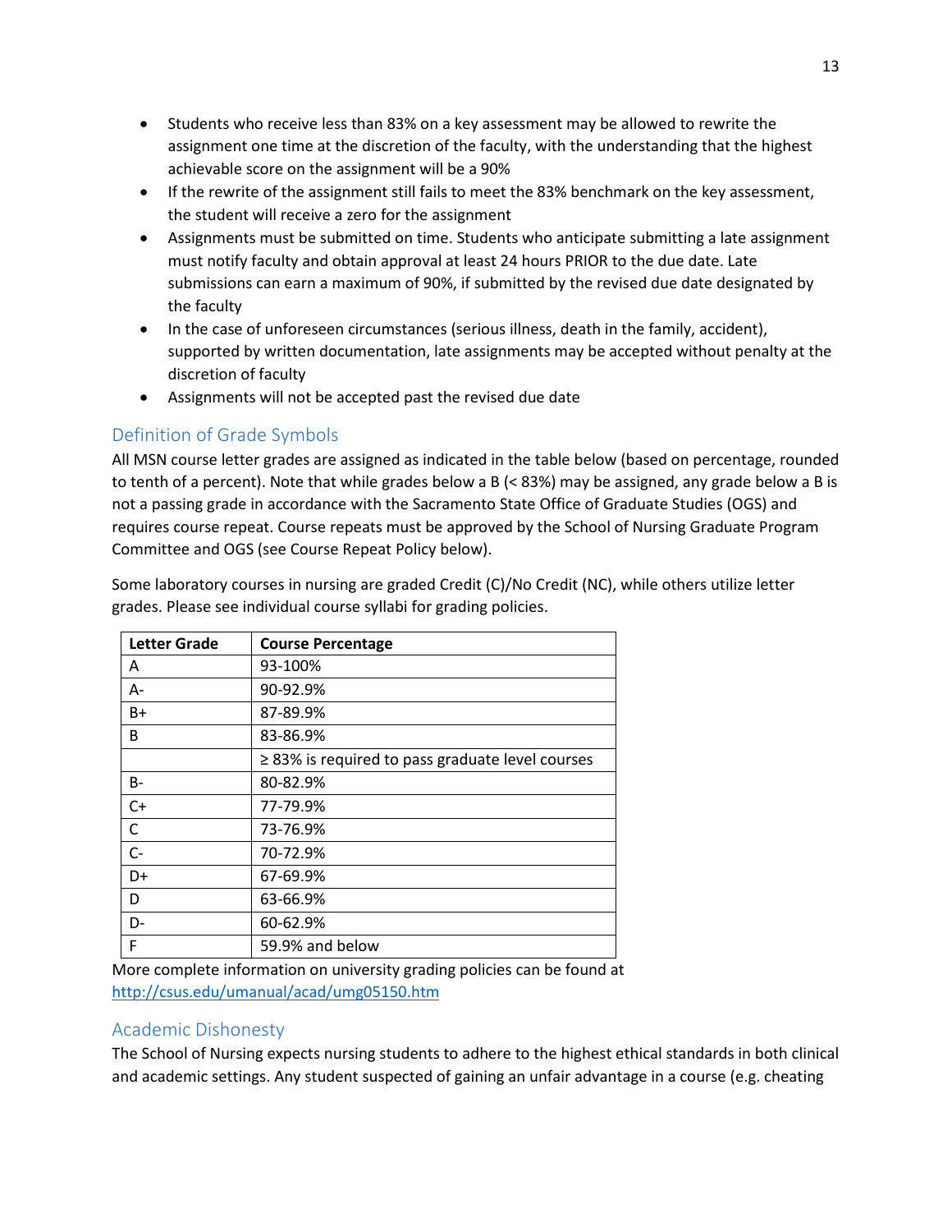- Students who receive less than 83% on a key assessment may be allowed to rewrite the assignment one time at the discretion of the faculty, with the understanding that the highest achievable score on the assignment will be a 90%
- If the rewrite of the assignment still fails to meet the 83% benchmark on the key assessment, the student will receive a zero for the assignment
- Assignments must be submitted on time. Students who anticipate submitting a late assignment must notify faculty and obtain approval at least 24 hours PRIOR to the due date. Late submissions can earn a maximum of 90%, if submitted by the revised due date designated by the faculty
- In the case of unforeseen circumstances (serious illness, death in the family, accident), supported by written documentation, late assignments may be accepted without penalty at the discretion of faculty
- Assignments will not be accepted past the revised due date

## Definition of Grade Symbols

All MSN course letter grades are assigned as indicated in the table below (based on percentage, rounded to tenth of a percent). Note that while grades below a B (< 83%) may be assigned, any grade below a B is not a passing grade in accordance with the Sacramento State Office of Graduate Studies (OGS) and requires course repeat. Course repeats must be approved by the School of Nursing Graduate Program Committee and OGS (see Course Repeat Policy below).

Some laboratory courses in nursing are graded Credit (C)/No Credit (NC), while others utilize letter grades. Please see individual course syllabi for grading policies.

| Letter Grade | Course Percentage |
|---|---|
| A | 93-100% |
| A- | 90-92.9% |
| B+ | 87-89.9% |
| B | 83-86.9% |
| | ≥ 83% is required to pass graduate level courses |
| B- | 80-82.9% |
| C+ | 77-79.9% |
| C | 73-76.9% |
| C- | 70-72.9% |
| D+ | 67-69.9% |
| D | 63-66.9% |
| D- | 60-62.9% |
| F | 59.9% and below |

More complete information on university grading policies can be found at http://csus.edu/umanual/acad/umg05150.htm

## Academic Dishonesty

The School of Nursing expects nursing students to adhere to the highest ethical standards in both clinical and academic settings. Any student suspected of gaining an unfair advantage in a course (e.g. cheating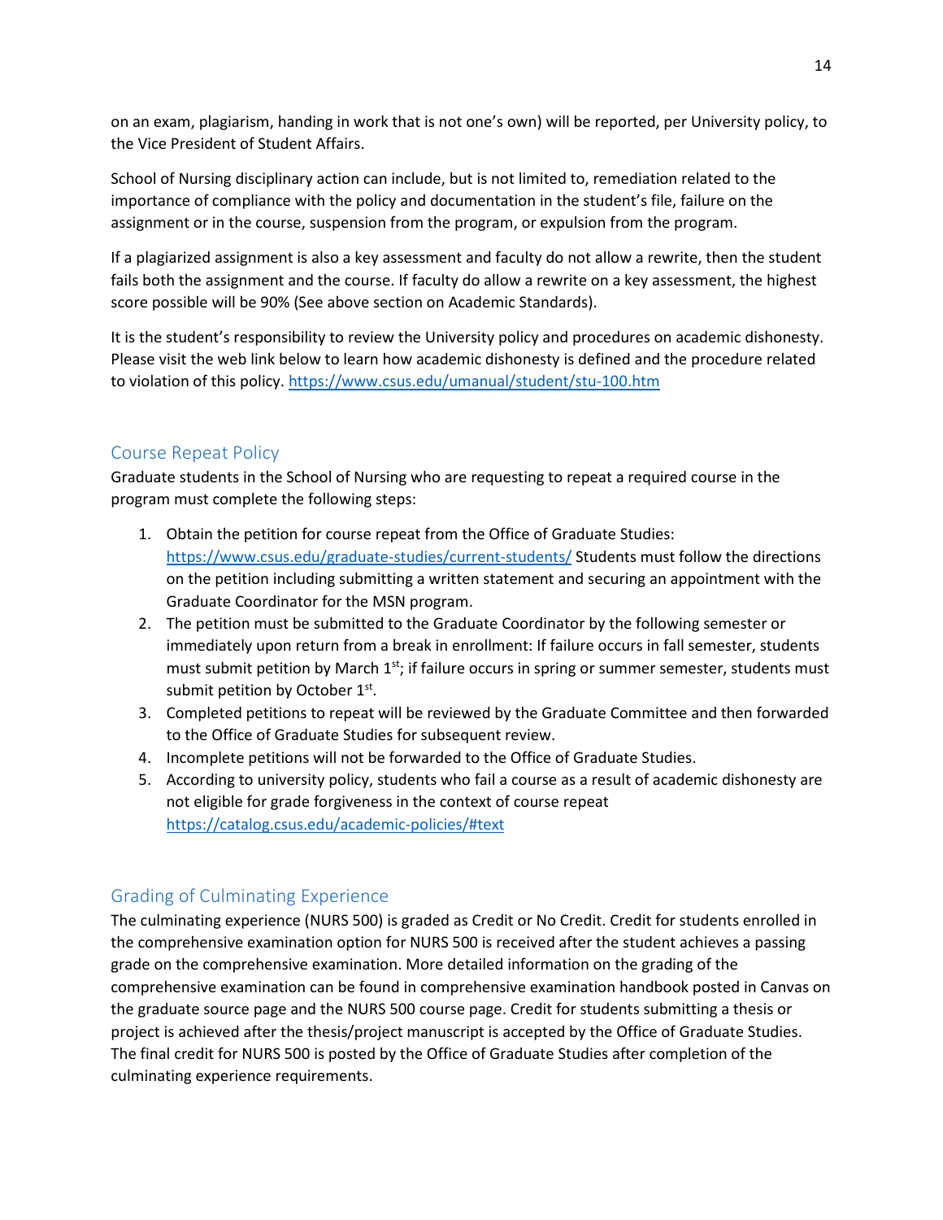on an exam, plagiarism, handing in work that is not one's own) will be reported, per University policy, to the Vice President of Student Affairs.

School of Nursing disciplinary action can include, but is not limited to, remediation related to the importance of compliance with the policy and documentation in the student's file, failure on the assignment or in the course, suspension from the program, or expulsion from the program.

If a plagiarized assignment is also a key assessment and faculty do not allow a rewrite, then the student fails both the assignment and the course. If faculty do allow a rewrite on a key assessment, the highest score possible will be 90% (See above section on Academic Standards).

It is the student's responsibility to review the University policy and procedures on academic dishonesty. Please visit the web link below to learn how academic dishonesty is defined and the procedure related to violation of this policy. https://www.csus.edu/umanual/student/stu-100.htm

## Course Repeat Policy

Graduate students in the School of Nursing who are requesting to repeat a required course in the program must complete the following steps:

1. Obtain the petition for course repeat from the Office of Graduate Studies: https://www.csus.edu/graduate-studies/current-students/ Students must follow the directions on the petition including submitting a written statement and securing an appointment with the Graduate Coordinator for the MSN program.
2. The petition must be submitted to the Graduate Coordinator by the following semester or immediately upon return from a break in enrollment: If failure occurs in fall semester, students must submit petition by March 1st; if failure occurs in spring or summer semester, students must submit petition by October 1st.
3. Completed petitions to repeat will be reviewed by the Graduate Committee and then forwarded to the Office of Graduate Studies for subsequent review.
4. Incomplete petitions will not be forwarded to the Office of Graduate Studies.
5. According to university policy, students who fail a course as a result of academic dishonesty are not eligible for grade forgiveness in the context of course repeat https://catalog.csus.edu/academic-policies/#text

## Grading of Culminating Experience

The culminating experience (NURS 500) is graded as Credit or No Credit. Credit for students enrolled in the comprehensive examination option for NURS 500 is received after the student achieves a passing grade on the comprehensive examination. More detailed information on the grading of the comprehensive examination can be found in comprehensive examination handbook posted in Canvas on the graduate source page and the NURS 500 course page. Credit for students submitting a thesis or project is achieved after the thesis/project manuscript is accepted by the Office of Graduate Studies. The final credit for NURS 500 is posted by the Office of Graduate Studies after completion of the culminating experience requirements.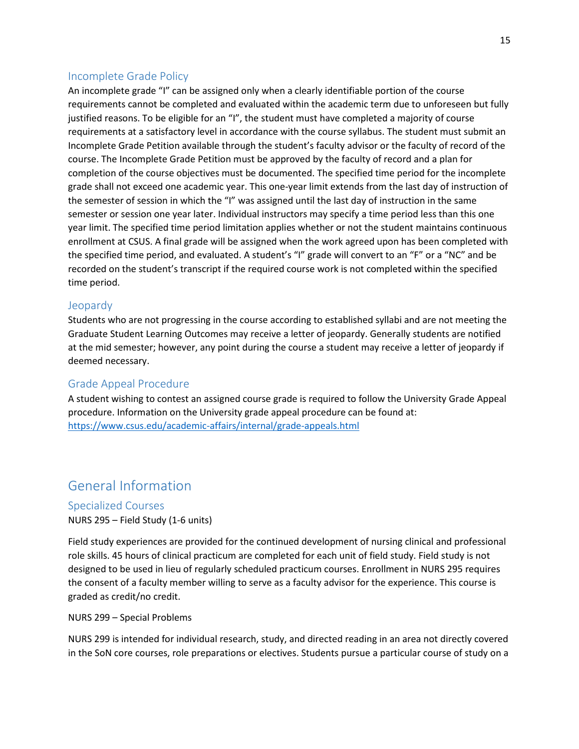### Incomplete Grade Policy

An incomplete grade “I” can be assigned only when a clearly identifiable portion of the course requirements cannot be completed and evaluated within the academic term due to unforeseen but fully justified reasons. To be eligible for an “I”, the student must have completed a majority of course requirements at a satisfactory level in accordance with the course syllabus. The student must submit an Incomplete Grade Petition available through the student’s faculty advisor or the faculty of record of the course. The Incomplete Grade Petition must be approved by the faculty of record and a plan for completion of the course objectives must be documented. The specified time period for the incomplete grade shall not exceed one academic year. This one-year limit extends from the last day of instruction of the semester of session in which the “I” was assigned until the last day of instruction in the same semester or session one year later. Individual instructors may specify a time period less than this one year limit. The specified time period limitation applies whether or not the student maintains continuous enrollment at CSUS. A final grade will be assigned when the work agreed upon has been completed with the specified time period, and evaluated. A student’s “I” grade will convert to an “F” or a “NC” and be recorded on the student’s transcript if the required course work is not completed within the specified time period.

### Jeopardy

Students who are not progressing in the course according to established syllabi and are not meeting the Graduate Student Learning Outcomes may receive a letter of jeopardy. Generally students are notified at the mid semester; however, any point during the course a student may receive a letter of jeopardy if deemed necessary.

### Grade Appeal Procedure

A student wishing to contest an assigned course grade is required to follow the University Grade Appeal procedure. Information on the University grade appeal procedure can be found at: [https://www.csus.edu/academic-affairs/internal/grade-appeals.html](https://www.csus.edu/academic-affairs/internal/grade-appeals.html)

## General Information

### Specialized Courses

NURS 295 – Field Study (1-6 units)

Field study experiences are provided for the continued development of nursing clinical and professional role skills. 45 hours of clinical practicum are completed for each unit of field study. Field study is not designed to be used in lieu of regularly scheduled practicum courses. Enrollment in NURS 295 requires the consent of a faculty member willing to serve as a faculty advisor for the experience. This course is graded as credit/no credit.

NURS 299 – Special Problems

NURS 299 is intended for individual research, study, and directed reading in an area not directly covered in the SoN core courses, role preparations or electives. Students pursue a particular course of study on a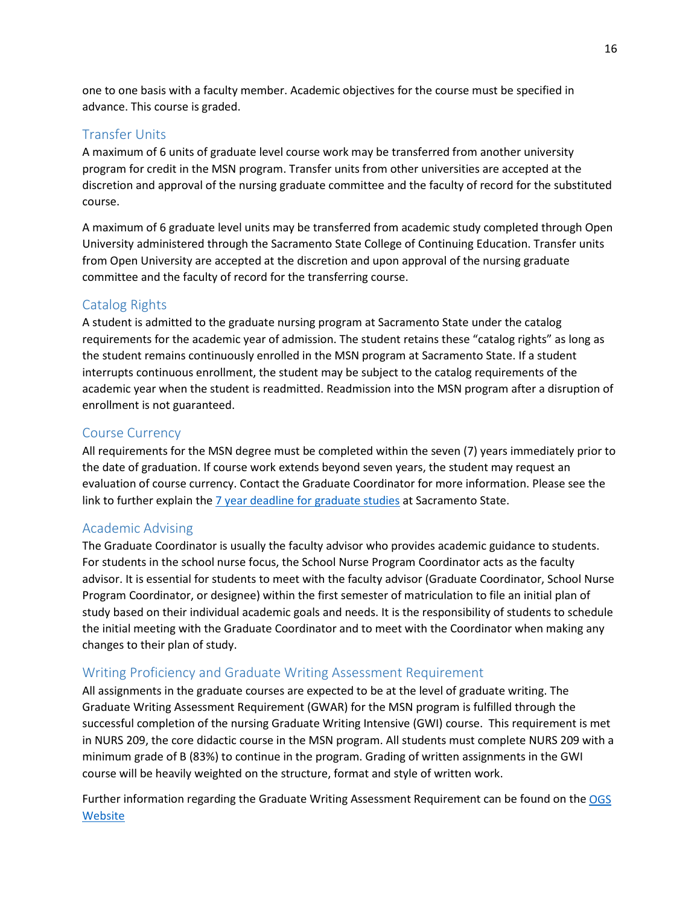one to one basis with a faculty member. Academic objectives for the course must be specified in advance. This course is graded.

## Transfer Units

A maximum of 6 units of graduate level course work may be transferred from another university program for credit in the MSN program. Transfer units from other universities are accepted at the discretion and approval of the nursing graduate committee and the faculty of record for the substituted course.

A maximum of 6 graduate level units may be transferred from academic study completed through Open University administered through the Sacramento State College of Continuing Education. Transfer units from Open University are accepted at the discretion and upon approval of the nursing graduate committee and the faculty of record for the transferring course.

## Catalog Rights

A student is admitted to the graduate nursing program at Sacramento State under the catalog requirements for the academic year of admission. The student retains these "catalog rights" as long as the student remains continuously enrolled in the MSN program at Sacramento State. If a student interrupts continuous enrollment, the student may be subject to the catalog requirements of the academic year when the student is readmitted. Readmission into the MSN program after a disruption of enrollment is not guaranteed.

## Course Currency

All requirements for the MSN degree must be completed within the seven (7) years immediately prior to the date of graduation. If course work extends beyond seven years, the student may request an evaluation of course currency. Contact the Graduate Coordinator for more information. Please see the link to further explain the [7 year deadline for graduate studies]() at Sacramento State.

## Academic Advising

The Graduate Coordinator is usually the faculty advisor who provides academic guidance to students. For students in the school nurse focus, the School Nurse Program Coordinator acts as the faculty advisor. It is essential for students to meet with the faculty advisor (Graduate Coordinator, School Nurse Program Coordinator, or designee) within the first semester of matriculation to file an initial plan of study based on their individual academic goals and needs. It is the responsibility of students to schedule the initial meeting with the Graduate Coordinator and to meet with the Coordinator when making any changes to their plan of study.

## Writing Proficiency and Graduate Writing Assessment Requirement

All assignments in the graduate courses are expected to be at the level of graduate writing. The Graduate Writing Assessment Requirement (GWAR) for the MSN program is fulfilled through the successful completion of the nursing Graduate Writing Intensive (GWI) course. This requirement is met in NURS 209, the core didactic course in the MSN program. All students must complete NURS 209 with a minimum grade of B (83%) to continue in the program. Grading of written assignments in the GWI course will be heavily weighted on the structure, format and style of written work.

Further information regarding the Graduate Writing Assessment Requirement can be found on the [OGS Website]()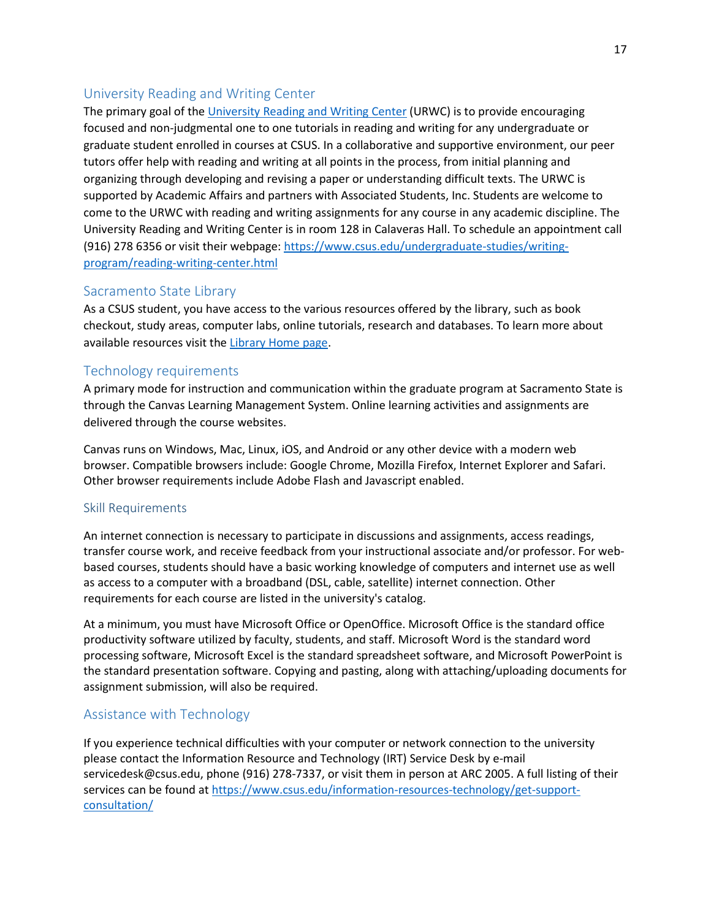## University Reading and Writing Center

The primary goal of the University Reading and Writing Center (URWC) is to provide encouraging focused and non-judgmental one to one tutorials in reading and writing for any undergraduate or graduate student enrolled in courses at CSUS. In a collaborative and supportive environment, our peer tutors offer help with reading and writing at all points in the process, from initial planning and organizing through developing and revising a paper or understanding difficult texts. The URWC is supported by Academic Affairs and partners with Associated Students, Inc. Students are welcome to come to the URWC with reading and writing assignments for any course in any academic discipline. The University Reading and Writing Center is in room 128 in Calaveras Hall. To schedule an appointment call (916) 278 6356 or visit their webpage: https://www.csus.edu/undergraduate-studies/writing-program/reading-writing-center.html

## Sacramento State Library

As a CSUS student, you have access to the various resources offered by the library, such as book checkout, study areas, computer labs, online tutorials, research and databases. To learn more about available resources visit the Library Home page.

## Technology requirements

A primary mode for instruction and communication within the graduate program at Sacramento State is through the Canvas Learning Management System. Online learning activities and assignments are delivered through the course websites.

Canvas runs on Windows, Mac, Linux, iOS, and Android or any other device with a modern web browser. Compatible browsers include: Google Chrome, Mozilla Firefox, Internet Explorer and Safari. Other browser requirements include Adobe Flash and Javascript enabled.

### Skill Requirements

An internet connection is necessary to participate in discussions and assignments, access readings, transfer course work, and receive feedback from your instructional associate and/or professor. For web-based courses, students should have a basic working knowledge of computers and internet use as well as access to a computer with a broadband (DSL, cable, satellite) internet connection. Other requirements for each course are listed in the university's catalog.

At a minimum, you must have Microsoft Office or OpenOffice. Microsoft Office is the standard office productivity software utilized by faculty, students, and staff. Microsoft Word is the standard word processing software, Microsoft Excel is the standard spreadsheet software, and Microsoft PowerPoint is the standard presentation software. Copying and pasting, along with attaching/uploading documents for assignment submission, will also be required.

## Assistance with Technology

If you experience technical difficulties with your computer or network connection to the university please contact the Information Resource and Technology (IRT) Service Desk by e-mail servicedesk@csus.edu, phone (916) 278-7337, or visit them in person at ARC 2005. A full listing of their services can be found at https://www.csus.edu/information-resources-technology/get-support-consultation/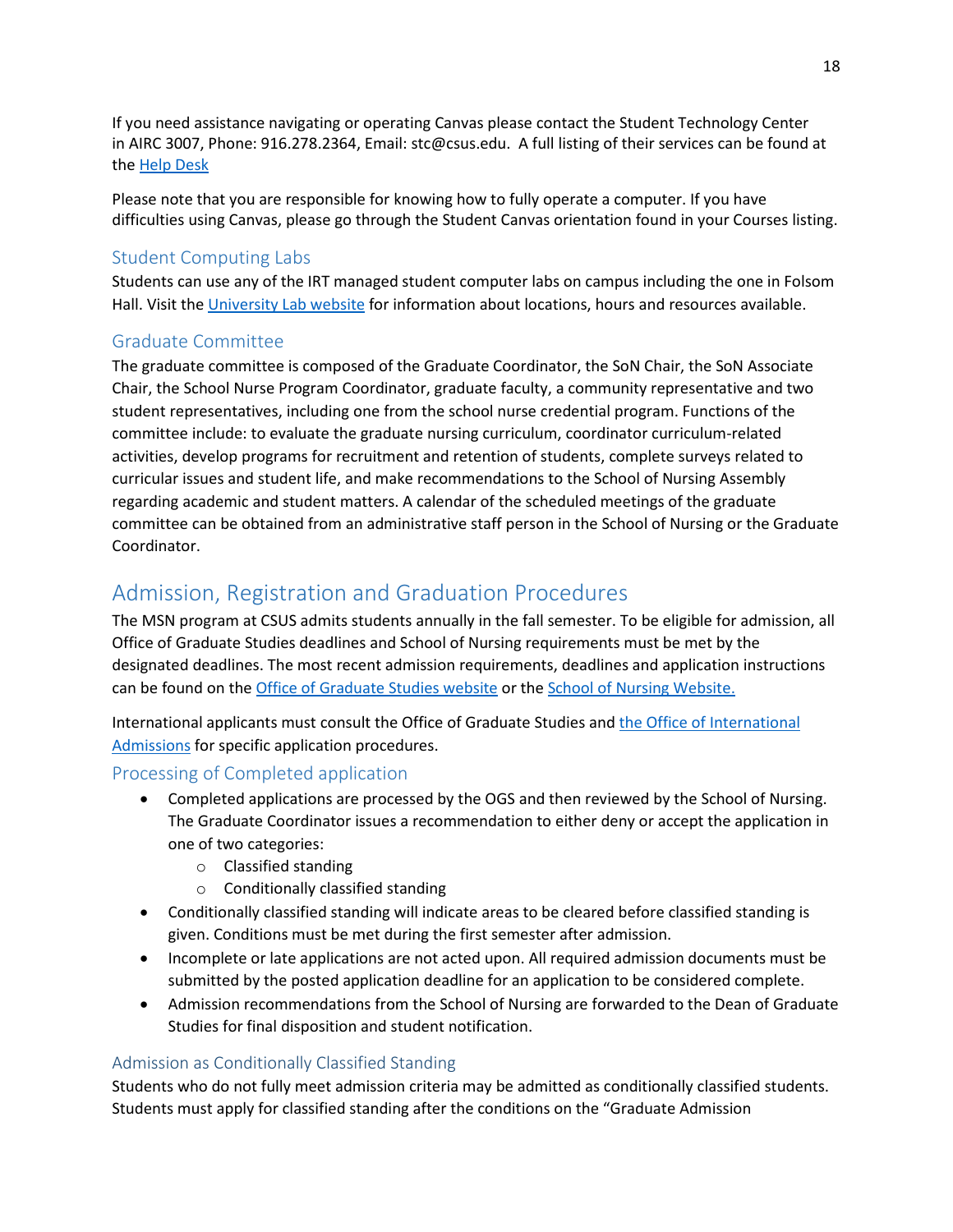If you need assistance navigating or operating Canvas please contact the Student Technology Center in AIRC 3007, Phone: 916.278.2364, Email: stc@csus.edu. A full listing of their services can be found at the Help Desk

Please note that you are responsible for knowing how to fully operate a computer. If you have difficulties using Canvas, please go through the Student Canvas orientation found in your Courses listing.

### Student Computing Labs

Students can use any of the IRT managed student computer labs on campus including the one in Folsom Hall. Visit the University Lab website for information about locations, hours and resources available.

### Graduate Committee

The graduate committee is composed of the Graduate Coordinator, the SoN Chair, the SoN Associate Chair, the School Nurse Program Coordinator, graduate faculty, a community representative and two student representatives, including one from the school nurse credential program. Functions of the committee include: to evaluate the graduate nursing curriculum, coordinator curriculum-related activities, develop programs for recruitment and retention of students, complete surveys related to curricular issues and student life, and make recommendations to the School of Nursing Assembly regarding academic and student matters. A calendar of the scheduled meetings of the graduate committee can be obtained from an administrative staff person in the School of Nursing or the Graduate Coordinator.

## Admission, Registration and Graduation Procedures

The MSN program at CSUS admits students annually in the fall semester. To be eligible for admission, all Office of Graduate Studies deadlines and School of Nursing requirements must be met by the designated deadlines. The most recent admission requirements, deadlines and application instructions can be found on the Office of Graduate Studies website or the School of Nursing Website.

International applicants must consult the Office of Graduate Studies and the Office of International Admissions for specific application procedures.

### Processing of Completed application

- Completed applications are processed by the OGS and then reviewed by the School of Nursing. The Graduate Coordinator issues a recommendation to either deny or accept the application in one of two categories:
  - Classified standing
  - Conditionally classified standing
- Conditionally classified standing will indicate areas to be cleared before classified standing is given. Conditions must be met during the first semester after admission.
- Incomplete or late applications are not acted upon. All required admission documents must be submitted by the posted application deadline for an application to be considered complete.
- Admission recommendations from the School of Nursing are forwarded to the Dean of Graduate Studies for final disposition and student notification.

### Admission as Conditionally Classified Standing

Students who do not fully meet admission criteria may be admitted as conditionally classified students. Students must apply for classified standing after the conditions on the "Graduate Admission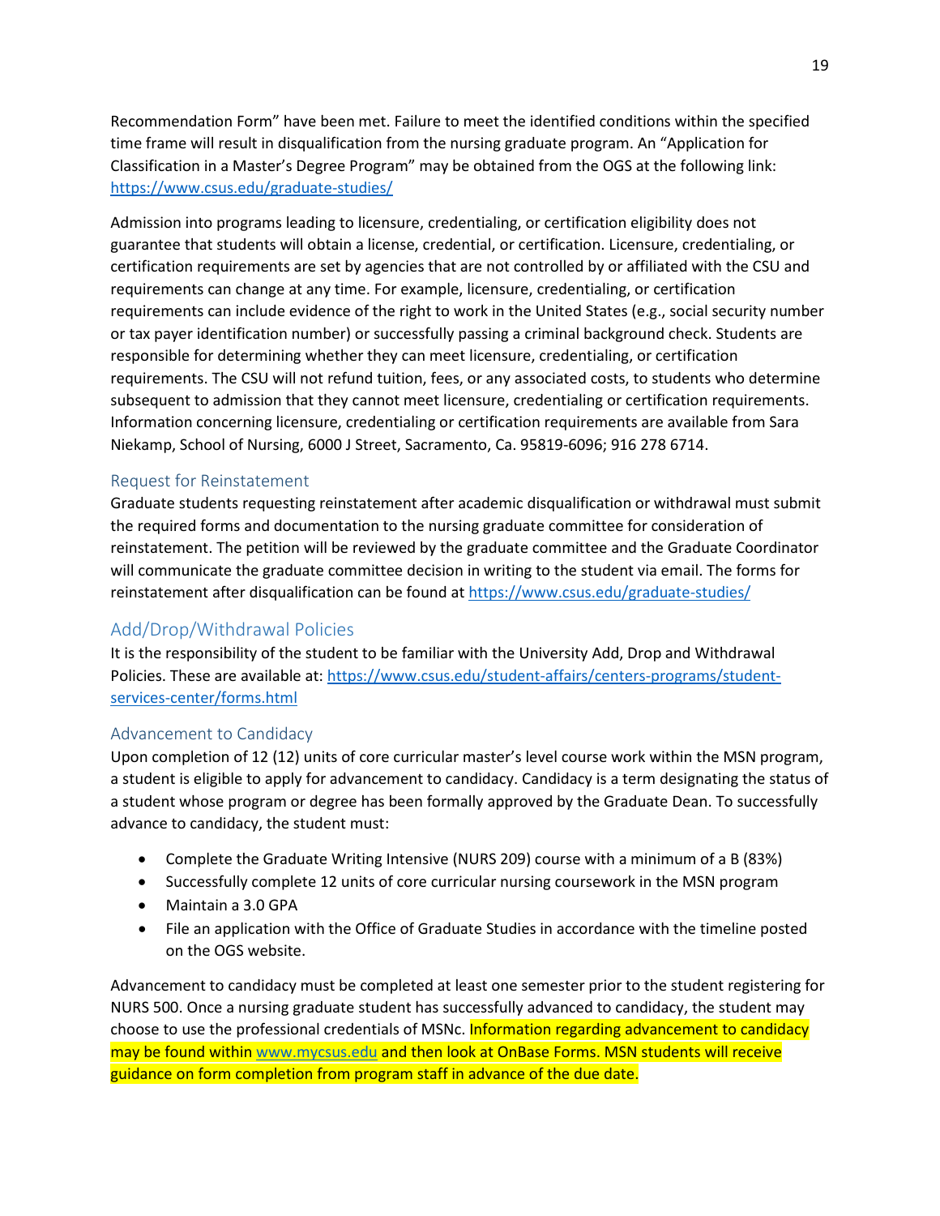Recommendation Form" have been met. Failure to meet the identified conditions within the specified time frame will result in disqualification from the nursing graduate program. An "Application for Classification in a Master's Degree Program" may be obtained from the OGS at the following link: https://www.csus.edu/graduate-studies/

Admission into programs leading to licensure, credentialing, or certification eligibility does not guarantee that students will obtain a license, credential, or certification. Licensure, credentialing, or certification requirements are set by agencies that are not controlled by or affiliated with the CSU and requirements can change at any time. For example, licensure, credentialing, or certification requirements can include evidence of the right to work in the United States (e.g., social security number or tax payer identification number) or successfully passing a criminal background check. Students are responsible for determining whether they can meet licensure, credentialing, or certification requirements. The CSU will not refund tuition, fees, or any associated costs, to students who determine subsequent to admission that they cannot meet licensure, credentialing or certification requirements. Information concerning licensure, credentialing or certification requirements are available from Sara Niekamp, School of Nursing, 6000 J Street, Sacramento, Ca. 95819-6096; 916 278 6714.

### Request for Reinstatement

Graduate students requesting reinstatement after academic disqualification or withdrawal must submit the required forms and documentation to the nursing graduate committee for consideration of reinstatement. The petition will be reviewed by the graduate committee and the Graduate Coordinator will communicate the graduate committee decision in writing to the student via email. The forms for reinstatement after disqualification can be found at https://www.csus.edu/graduate-studies/

## Add/Drop/Withdrawal Policies

It is the responsibility of the student to be familiar with the University Add, Drop and Withdrawal Policies. These are available at: https://www.csus.edu/student-affairs/centers-programs/student-services-center/forms.html

### Advancement to Candidacy

Upon completion of 12 (12) units of core curricular master's level course work within the MSN program, a student is eligible to apply for advancement to candidacy. Candidacy is a term designating the status of a student whose program or degree has been formally approved by the Graduate Dean. To successfully advance to candidacy, the student must:

- Complete the Graduate Writing Intensive (NURS 209) course with a minimum of a B (83%)
- Successfully complete 12 units of core curricular nursing coursework in the MSN program
- Maintain a 3.0 GPA
- File an application with the Office of Graduate Studies in accordance with the timeline posted on the OGS website.

Advancement to candidacy must be completed at least one semester prior to the student registering for NURS 500. Once a nursing graduate student has successfully advanced to candidacy, the student may choose to use the professional credentials of MSNc. Information regarding advancement to candidacy may be found within www.mycsus.edu and then look at OnBase Forms. MSN students will receive guidance on form completion from program staff in advance of the due date.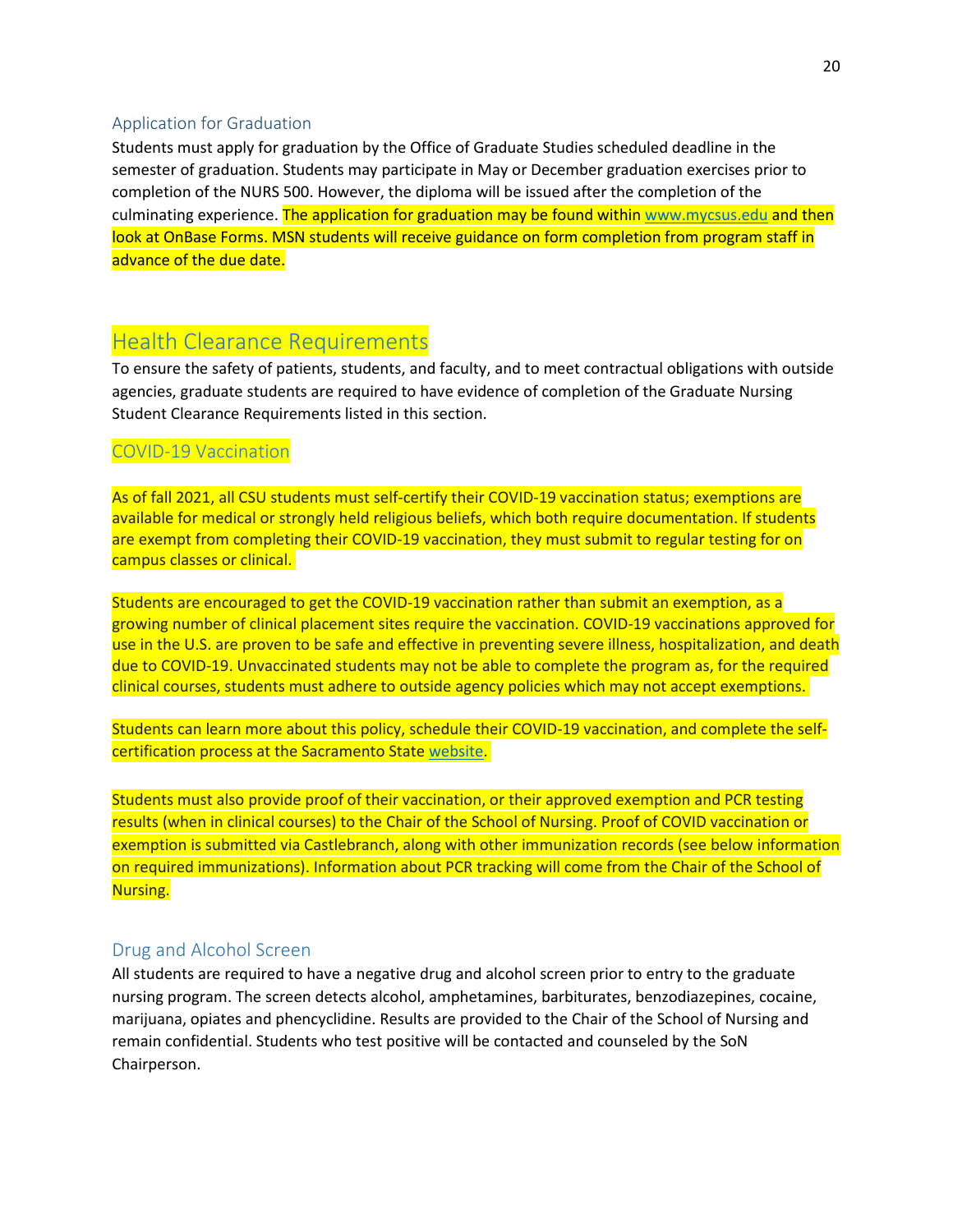### Application for Graduation

Students must apply for graduation by the Office of Graduate Studies scheduled deadline in the semester of graduation. Students may participate in May or December graduation exercises prior to completion of the NURS 500. However, the diploma will be issued after the completion of the culminating experience. The application for graduation may be found within www.mycsus.edu and then look at OnBase Forms. MSN students will receive guidance on form completion from program staff in advance of the due date.

## Health Clearance Requirements

To ensure the safety of patients, students, and faculty, and to meet contractual obligations with outside agencies, graduate students are required to have evidence of completion of the Graduate Nursing Student Clearance Requirements listed in this section.

### COVID-19 Vaccination

As of fall 2021, all CSU students must self-certify their COVID-19 vaccination status; exemptions are available for medical or strongly held religious beliefs, which both require documentation. If students are exempt from completing their COVID-19 vaccination, they must submit to regular testing for on campus classes or clinical.

Students are encouraged to get the COVID-19 vaccination rather than submit an exemption, as a growing number of clinical placement sites require the vaccination. COVID-19 vaccinations approved for use in the U.S. are proven to be safe and effective in preventing severe illness, hospitalization, and death due to COVID-19. Unvaccinated students may not be able to complete the program as, for the required clinical courses, students must adhere to outside agency policies which may not accept exemptions.

Students can learn more about this policy, schedule their COVID-19 vaccination, and complete the self-certification process at the Sacramento State website.

Students must also provide proof of their vaccination, or their approved exemption and PCR testing results (when in clinical courses) to the Chair of the School of Nursing. Proof of COVID vaccination or exemption is submitted via Castlebranch, along with other immunization records (see below information on required immunizations). Information about PCR tracking will come from the Chair of the School of Nursing.

### Drug and Alcohol Screen

All students are required to have a negative drug and alcohol screen prior to entry to the graduate nursing program. The screen detects alcohol, amphetamines, barbiturates, benzodiazepines, cocaine, marijuana, opiates and phencyclidine. Results are provided to the Chair of the School of Nursing and remain confidential. Students who test positive will be contacted and counseled by the SoN Chairperson.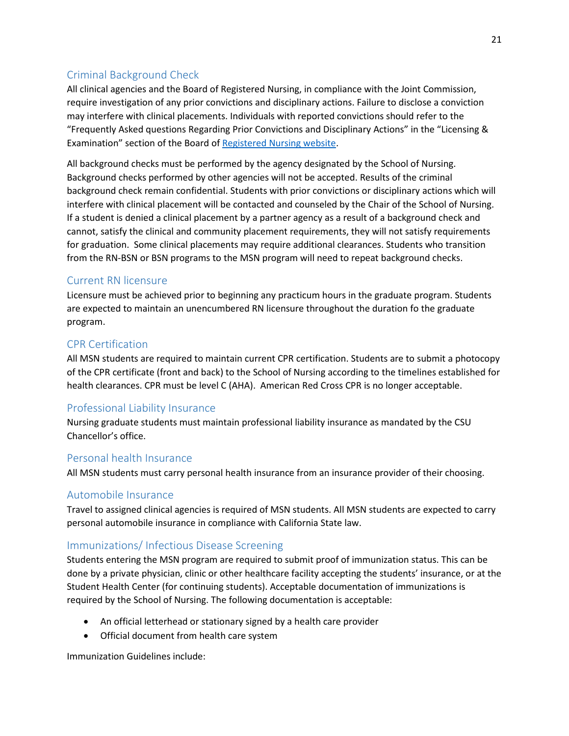## Criminal Background Check

All clinical agencies and the Board of Registered Nursing, in compliance with the Joint Commission, require investigation of any prior convictions and disciplinary actions. Failure to disclose a conviction may interfere with clinical placements. Individuals with reported convictions should refer to the "Frequently Asked questions Regarding Prior Convictions and Disciplinary Actions" in the "Licensing & Examination" section of the Board of [Registered Nursing website](Registered Nursing website).

All background checks must be performed by the agency designated by the School of Nursing. Background checks performed by other agencies will not be accepted. Results of the criminal background check remain confidential. Students with prior convictions or disciplinary actions which will interfere with clinical placement will be contacted and counseled by the Chair of the School of Nursing. If a student is denied a clinical placement by a partner agency as a result of a background check and cannot, satisfy the clinical and community placement requirements, they will not satisfy requirements for graduation. Some clinical placements may require additional clearances. Students who transition from the RN-BSN or BSN programs to the MSN program will need to repeat background checks.

## Current RN licensure

Licensure must be achieved prior to beginning any practicum hours in the graduate program. Students are expected to maintain an unencumbered RN licensure throughout the duration fo the graduate program.

## CPR Certification

All MSN students are required to maintain current CPR certification. Students are to submit a photocopy of the CPR certificate (front and back) to the School of Nursing according to the timelines established for health clearances. CPR must be level C (AHA). American Red Cross CPR is no longer acceptable.

## Professional Liability Insurance

Nursing graduate students must maintain professional liability insurance as mandated by the CSU Chancellor's office.

## Personal health Insurance

All MSN students must carry personal health insurance from an insurance provider of their choosing.

## Automobile Insurance

Travel to assigned clinical agencies is required of MSN students. All MSN students are expected to carry personal automobile insurance in compliance with California State law.

## Immunizations/ Infectious Disease Screening

Students entering the MSN program are required to submit proof of immunization status. This can be done by a private physician, clinic or other healthcare facility accepting the students' insurance, or at the Student Health Center (for continuing students). Acceptable documentation of immunizations is required by the School of Nursing. The following documentation is acceptable:

- An official letterhead or stationary signed by a health care provider
- Official document from health care system

Immunization Guidelines include: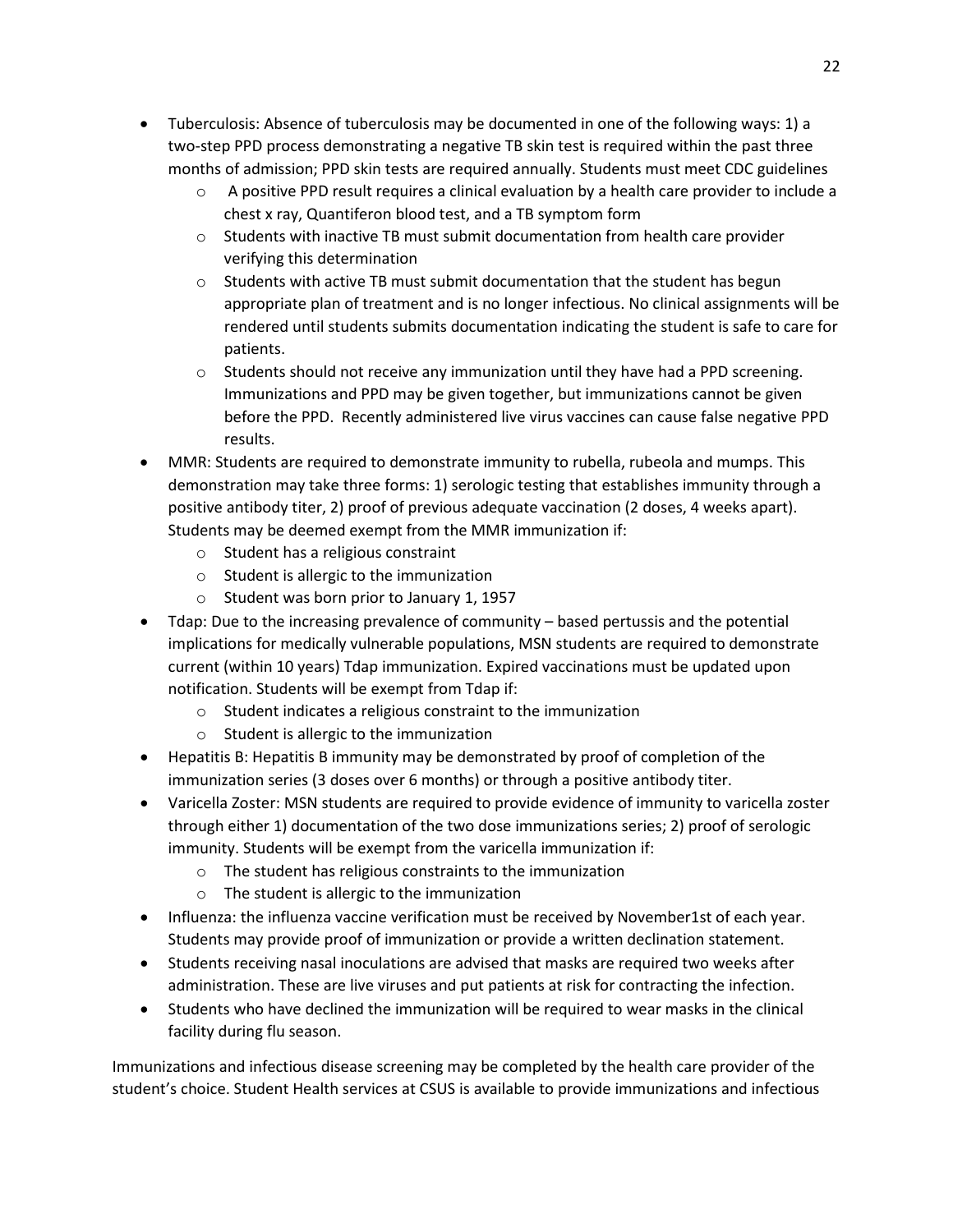- Tuberculosis: Absence of tuberculosis may be documented in one of the following ways: 1) a two-step PPD process demonstrating a negative TB skin test is required within the past three months of admission; PPD skin tests are required annually. Students must meet CDC guidelines
    - A positive PPD result requires a clinical evaluation by a health care provider to include a chest x ray, Quantiferon blood test, and a TB symptom form
    - Students with inactive TB must submit documentation from health care provider verifying this determination
    - Students with active TB must submit documentation that the student has begun appropriate plan of treatment and is no longer infectious. No clinical assignments will be rendered until students submits documentation indicating the student is safe to care for patients.
    - Students should not receive any immunization until they have had a PPD screening. Immunizations and PPD may be given together, but immunizations cannot be given before the PPD. Recently administered live virus vaccines can cause false negative PPD results.
- MMR: Students are required to demonstrate immunity to rubella, rubeola and mumps. This demonstration may take three forms: 1) serologic testing that establishes immunity through a positive antibody titer, 2) proof of previous adequate vaccination (2 doses, 4 weeks apart). Students may be deemed exempt from the MMR immunization if:
    - Student has a religious constraint
    - Student is allergic to the immunization
    - Student was born prior to January 1, 1957
- Tdap: Due to the increasing prevalence of community – based pertussis and the potential implications for medically vulnerable populations, MSN students are required to demonstrate current (within 10 years) Tdap immunization. Expired vaccinations must be updated upon notification. Students will be exempt from Tdap if:
    - Student indicates a religious constraint to the immunization
    - Student is allergic to the immunization
- Hepatitis B: Hepatitis B immunity may be demonstrated by proof of completion of the immunization series (3 doses over 6 months) or through a positive antibody titer.
- Varicella Zoster: MSN students are required to provide evidence of immunity to varicella zoster through either 1) documentation of the two dose immunizations series; 2) proof of serologic immunity. Students will be exempt from the varicella immunization if:
    - The student has religious constraints to the immunization
    - The student is allergic to the immunization
- Influenza: the influenza vaccine verification must be received by November1st of each year. Students may provide proof of immunization or provide a written declination statement.
- Students receiving nasal inoculations are advised that masks are required two weeks after administration. These are live viruses and put patients at risk for contracting the infection.
- Students who have declined the immunization will be required to wear masks in the clinical facility during flu season.

Immunizations and infectious disease screening may be completed by the health care provider of the student's choice. Student Health services at CSUS is available to provide immunizations and infectious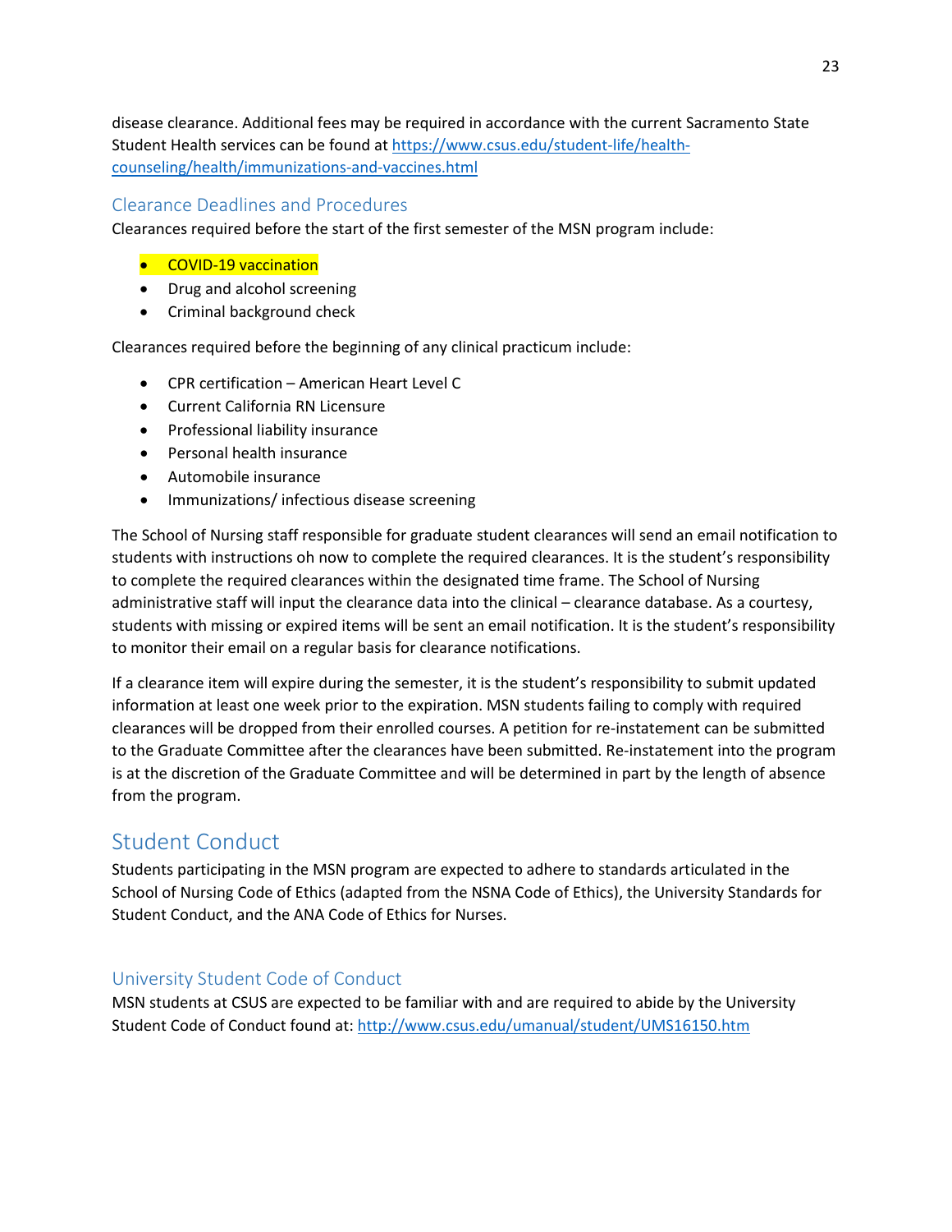disease clearance. Additional fees may be required in accordance with the current Sacramento State Student Health services can be found at [https://www.csus.edu/student-life/health-counseling/health/immunizations-and-vaccines.html](https://www.csus.edu/student-life/health-counseling/health/immunizations-and-vaccines.html)

### Clearance Deadlines and Procedures

Clearances required before the start of the first semester of the MSN program include:

- COVID-19 vaccination
- Drug and alcohol screening
- Criminal background check

Clearances required before the beginning of any clinical practicum include:

- CPR certification – American Heart Level C
- Current California RN Licensure
- Professional liability insurance
- Personal health insurance
- Automobile insurance
- Immunizations/ infectious disease screening

The School of Nursing staff responsible for graduate student clearances will send an email notification to students with instructions oh now to complete the required clearances. It is the student's responsibility to complete the required clearances within the designated time frame. The School of Nursing administrative staff will input the clearance data into the clinical – clearance database. As a courtesy, students with missing or expired items will be sent an email notification. It is the student's responsibility to monitor their email on a regular basis for clearance notifications.

If a clearance item will expire during the semester, it is the student's responsibility to submit updated information at least one week prior to the expiration. MSN students failing to comply with required clearances will be dropped from their enrolled courses. A petition for re-instatement can be submitted to the Graduate Committee after the clearances have been submitted. Re-instatement into the program is at the discretion of the Graduate Committee and will be determined in part by the length of absence from the program.

## Student Conduct

Students participating in the MSN program are expected to adhere to standards articulated in the School of Nursing Code of Ethics (adapted from the NSNA Code of Ethics), the University Standards for Student Conduct, and the ANA Code of Ethics for Nurses.

### University Student Code of Conduct

MSN students at CSUS are expected to be familiar with and are required to abide by the University Student Code of Conduct found at: [http://www.csus.edu/umanual/student/UMS16150.htm](http://www.csus.edu/umanual/student/UMS16150.htm)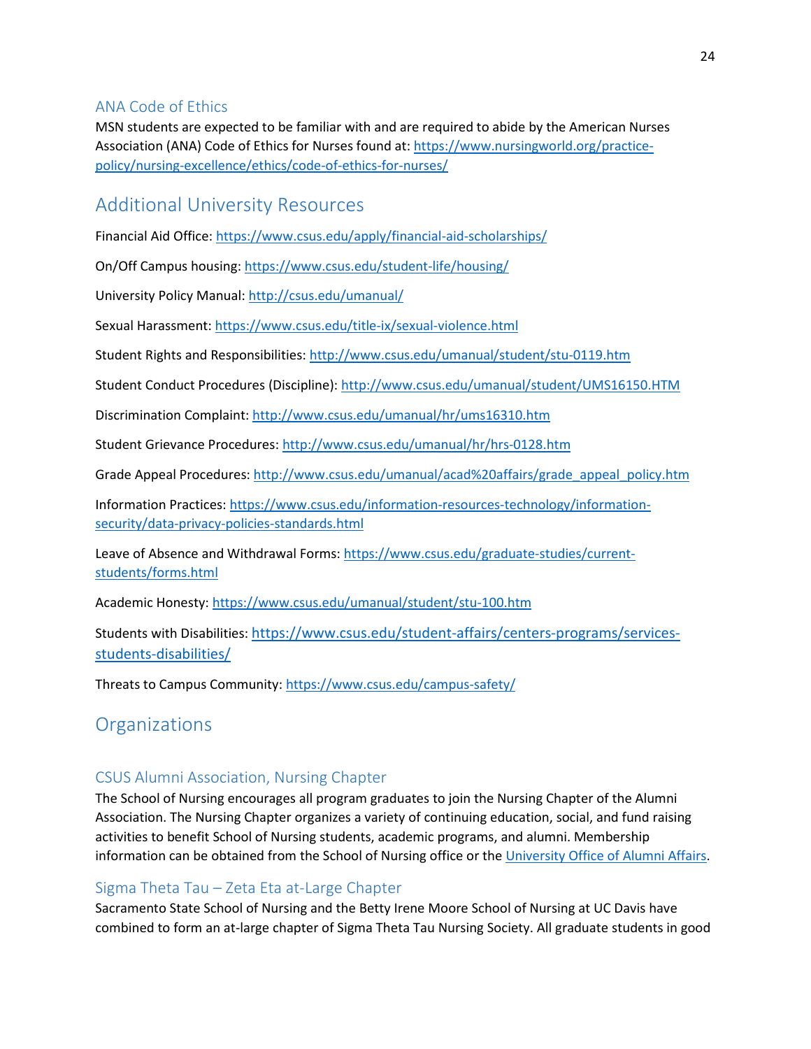### ANA Code of Ethics

MSN students are expected to be familiar with and are required to abide by the American Nurses Association (ANA) Code of Ethics for Nurses found at: https://www.nursingworld.org/practice-policy/nursing-excellence/ethics/code-of-ethics-for-nurses/

## Additional University Resources

Financial Aid Office: https://www.csus.edu/apply/financial-aid-scholarships/

On/Off Campus housing: https://www.csus.edu/student-life/housing/

University Policy Manual: http://csus.edu/umanual/

Sexual Harassment: https://www.csus.edu/title-ix/sexual-violence.html

Student Rights and Responsibilities: http://www.csus.edu/umanual/student/stu-0119.htm

Student Conduct Procedures (Discipline): http://www.csus.edu/umanual/student/UMS16150.HTM

Discrimination Complaint: http://www.csus.edu/umanual/hr/ums16310.htm

Student Grievance Procedures: http://www.csus.edu/umanual/hr/hrs-0128.htm

Grade Appeal Procedures: http://www.csus.edu/umanual/acad%20affairs/grade_appeal_policy.htm

Information Practices: https://www.csus.edu/information-resources-technology/information-security/data-privacy-policies-standards.html

Leave of Absence and Withdrawal Forms: https://www.csus.edu/graduate-studies/current-students/forms.html

Academic Honesty: https://www.csus.edu/umanual/student/stu-100.htm

Students with Disabilities: https://www.csus.edu/student-affairs/centers-programs/services-students-disabilities/

Threats to Campus Community: https://www.csus.edu/campus-safety/

## Organizations

### CSUS Alumni Association, Nursing Chapter

The School of Nursing encourages all program graduates to join the Nursing Chapter of the Alumni Association. The Nursing Chapter organizes a variety of continuing education, social, and fund raising activities to benefit School of Nursing students, academic programs, and alumni. Membership information can be obtained from the School of Nursing office or the University Office of Alumni Affairs.

### Sigma Theta Tau – Zeta Eta at-Large Chapter

Sacramento State School of Nursing and the Betty Irene Moore School of Nursing at UC Davis have combined to form an at-large chapter of Sigma Theta Tau Nursing Society. All graduate students in good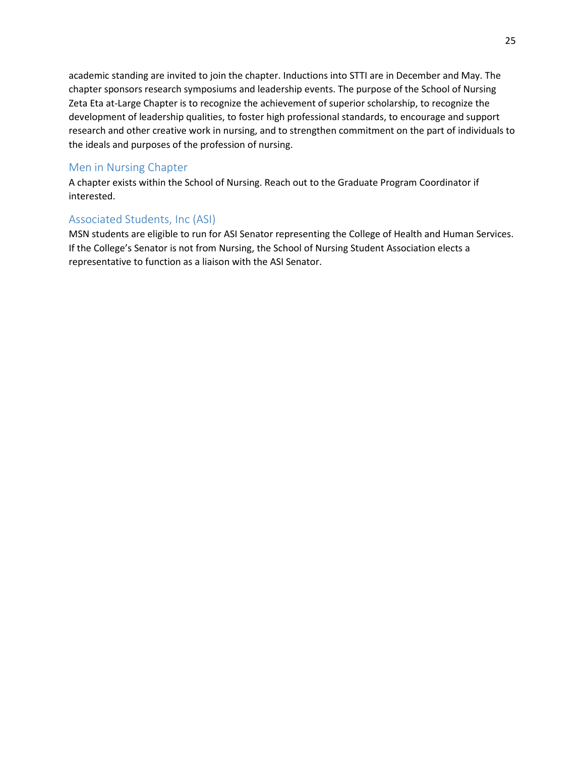academic standing are invited to join the chapter. Inductions into STTI are in December and May. The chapter sponsors research symposiums and leadership events. The purpose of the School of Nursing Zeta Eta at-Large Chapter is to recognize the achievement of superior scholarship, to recognize the development of leadership qualities, to foster high professional standards, to encourage and support research and other creative work in nursing, and to strengthen commitment on the part of individuals to the ideals and purposes of the profession of nursing.

### Men in Nursing Chapter

A chapter exists within the School of Nursing. Reach out to the Graduate Program Coordinator if interested.

### Associated Students, Inc (ASI)

MSN students are eligible to run for ASI Senator representing the College of Health and Human Services. If the College's Senator is not from Nursing, the School of Nursing Student Association elects a representative to function as a liaison with the ASI Senator.